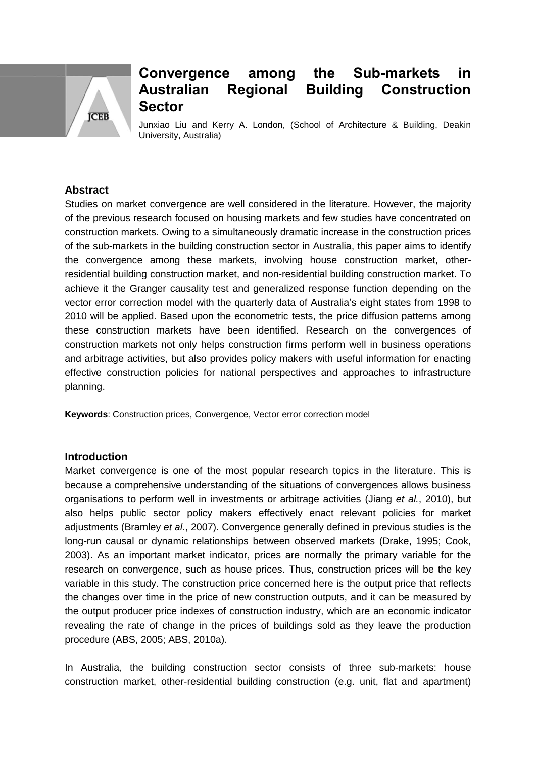# Convergence among the Sub-markets in Australian Regional Building Construction Sector

Junxiao Liu and Kerry A. London, (School of Architecture & Building, Deakin University, Australia)

## Abstract

Studies on market convergence are well considered in the literature. However, the majority of the previous research focused on housing markets and few studies have concentrated on construction markets. Owing to a simultaneously dramatic increase in the construction prices of the sub-markets in the building construction sector in Australia, this paper aims to identify the convergence among these markets, involving house construction market, other-residential building construction market, and non-residential building construction market. To achieve it the Granger causality test and generalized response function depending on the vector error correction model with the quarterly data of Australia's eight states from 1998 to 2010 will be applied. Based upon the econometric tests, the price diffusion patterns among these construction markets have been identified. Research on the convergences of construction markets not only helps construction firms perform well in business operations and arbitrage activities, but also provides policy makers with useful information for enacting effective construction policies for national perspectives and approaches to infrastructure planning.

**Keywords**: Construction prices, Convergence, Vector error correction model

## Introduction

Market convergence is one of the most popular research topics in the literature. This is because a comprehensive understanding of the situations of convergences allows business organisations to perform well in investments or arbitrage activities (Jiang *et al.*, 2010), but also helps public sector policy makers effectively enact relevant policies for market adjustments (Bramley *et al.*, 2007). Convergence generally defined in previous studies is the long-run causal or dynamic relationships between observed markets (Drake, 1995; Cook, 2003). As an important market indicator, prices are normally the primary variable for the research on convergence, such as house prices. Thus, construction prices will be the key variable in this study. The construction price concerned here is the output price that reflects the changes over time in the price of new construction outputs, and it can be measured by the output producer price indexes of construction industry, which are an economic indicator revealing the rate of change in the prices of buildings sold as they leave the production procedure (ABS, 2005; ABS, 2010a).

In Australia, the building construction sector consists of three sub-markets: house construction market, other-residential building construction (e.g. unit, flat and apartment)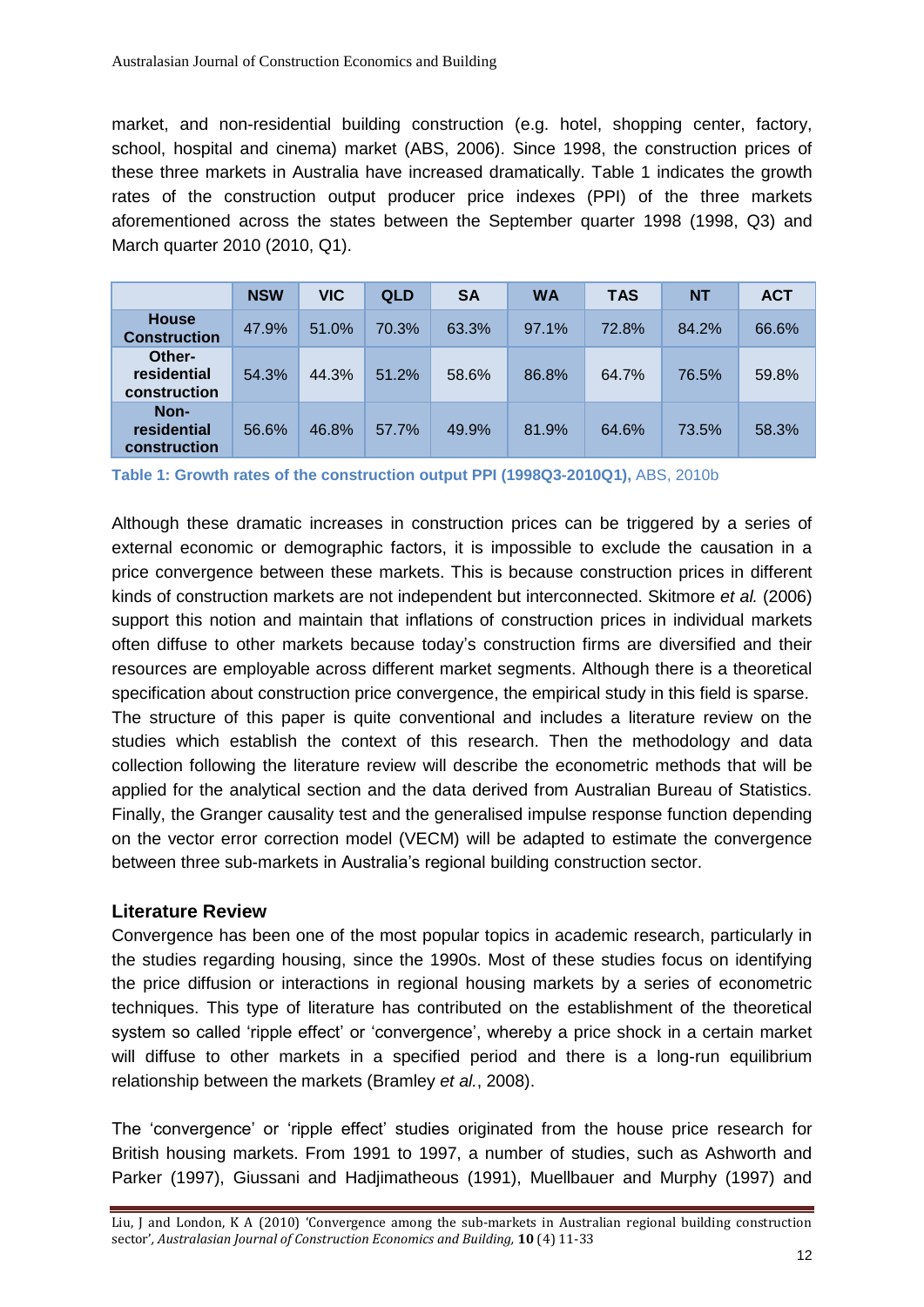market, and non-residential building construction (e.g. hotel, shopping center, factory, school, hospital and cinema) market (ABS, 2006). Since 1998, the construction prices of these three markets in Australia have increased dramatically. Table 1 indicates the growth rates of the construction output producer price indexes (PPI) of the three markets aforementioned across the states between the September quarter 1998 (1998, Q3) and March quarter 2010 (2010, Q1).

| | NSW | VIC | QLD | SA | WA | TAS | NT | ACT |
|---|---|---|---|---|---|---|---|---|
| **House Construction** | 47.9% | 51.0% | 70.3% | 63.3% | 97.1% | 72.8% | 84.2% | 66.6% |
| **Other-residential construction** | 54.3% | 44.3% | 51.2% | 58.6% | 86.8% | 64.7% | 76.5% | 59.8% |
| **Non-residential construction** | 56.6% | 46.8% | 57.7% | 49.9% | 81.9% | 64.6% | 73.5% | 58.3% |

**Table 1: Growth rates of the construction output PPI (1998Q3-2010Q1),** ABS, 2010b

Although these dramatic increases in construction prices can be triggered by a series of external economic or demographic factors, it is impossible to exclude the causation in a price convergence between these markets. This is because construction prices in different kinds of construction markets are not independent but interconnected. Skitmore *et al.* (2006) support this notion and maintain that inflations of construction prices in individual markets often diffuse to other markets because today's construction firms are diversified and their resources are employable across different market segments. Although there is a theoretical specification about construction price convergence, the empirical study in this field is sparse. The structure of this paper is quite conventional and includes a literature review on the studies which establish the context of this research. Then the methodology and data collection following the literature review will describe the econometric methods that will be applied for the analytical section and the data derived from Australian Bureau of Statistics. Finally, the Granger causality test and the generalised impulse response function depending on the vector error correction model (VECM) will be adapted to estimate the convergence between three sub-markets in Australia's regional building construction sector.

## Literature Review

Convergence has been one of the most popular topics in academic research, particularly in the studies regarding housing, since the 1990s. Most of these studies focus on identifying the price diffusion or interactions in regional housing markets by a series of econometric techniques. This type of literature has contributed on the establishment of the theoretical system so called 'ripple effect' or 'convergence', whereby a price shock in a certain market will diffuse to other markets in a specified period and there is a long-run equilibrium relationship between the markets (Bramley *et al.*, 2008).

The 'convergence' or 'ripple effect' studies originated from the house price research for British housing markets. From 1991 to 1997, a number of studies, such as Ashworth and Parker (1997), Giussani and Hadjimatheous (1991), Muellbauer and Murphy (1997) and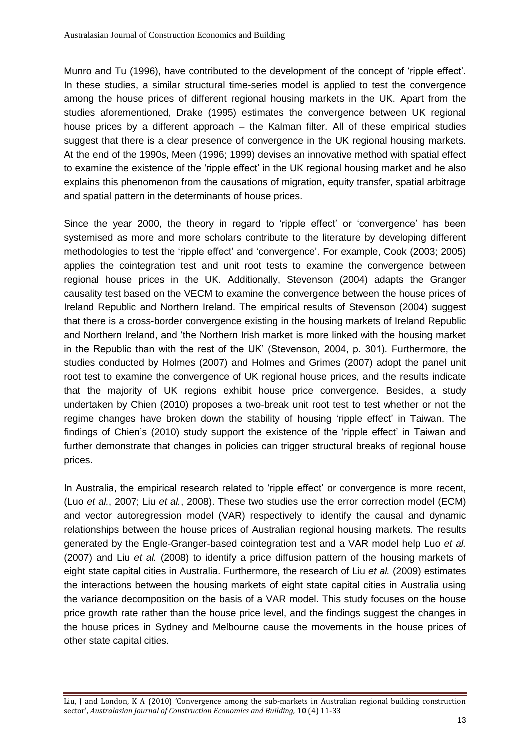Munro and Tu (1996), have contributed to the development of the concept of 'ripple effect'. In these studies, a similar structural time-series model is applied to test the convergence among the house prices of different regional housing markets in the UK. Apart from the studies aforementioned, Drake (1995) estimates the convergence between UK regional house prices by a different approach – the Kalman filter. All of these empirical studies suggest that there is a clear presence of convergence in the UK regional housing markets. At the end of the 1990s, Meen (1996; 1999) devises an innovative method with spatial effect to examine the existence of the 'ripple effect' in the UK regional housing market and he also explains this phenomenon from the causations of migration, equity transfer, spatial arbitrage and spatial pattern in the determinants of house prices.

Since the year 2000, the theory in regard to 'ripple effect' or 'convergence' has been systemised as more and more scholars contribute to the literature by developing different methodologies to test the 'ripple effect' and 'convergence'. For example, Cook (2003; 2005) applies the cointegration test and unit root tests to examine the convergence between regional house prices in the UK. Additionally, Stevenson (2004) adapts the Granger causality test based on the VECM to examine the convergence between the house prices of Ireland Republic and Northern Ireland. The empirical results of Stevenson (2004) suggest that there is a cross-border convergence existing in the housing markets of Ireland Republic and Northern Ireland, and 'the Northern Irish market is more linked with the housing market in the Republic than with the rest of the UK' (Stevenson, 2004, p. 301). Furthermore, the studies conducted by Holmes (2007) and Holmes and Grimes (2007) adopt the panel unit root test to examine the convergence of UK regional house prices, and the results indicate that the majority of UK regions exhibit house price convergence. Besides, a study undertaken by Chien (2010) proposes a two-break unit root test to test whether or not the regime changes have broken down the stability of housing 'ripple effect' in Taiwan. The findings of Chien's (2010) study support the existence of the 'ripple effect' in Taiwan and further demonstrate that changes in policies can trigger structural breaks of regional house prices.

In Australia, the empirical research related to 'ripple effect' or convergence is more recent, (Luo *et al.*, 2007; Liu *et al.*, 2008). These two studies use the error correction model (ECM) and vector autoregression model (VAR) respectively to identify the causal and dynamic relationships between the house prices of Australian regional housing markets. The results generated by the Engle-Granger-based cointegration test and a VAR model help Luo *et al.* (2007) and Liu *et al.* (2008) to identify a price diffusion pattern of the housing markets of eight state capital cities in Australia. Furthermore, the research of Liu *et al.* (2009) estimates the interactions between the housing markets of eight state capital cities in Australia using the variance decomposition on the basis of a VAR model. This study focuses on the house price growth rate rather than the house price level, and the findings suggest the changes in the house prices in Sydney and Melbourne cause the movements in the house prices of other state capital cities.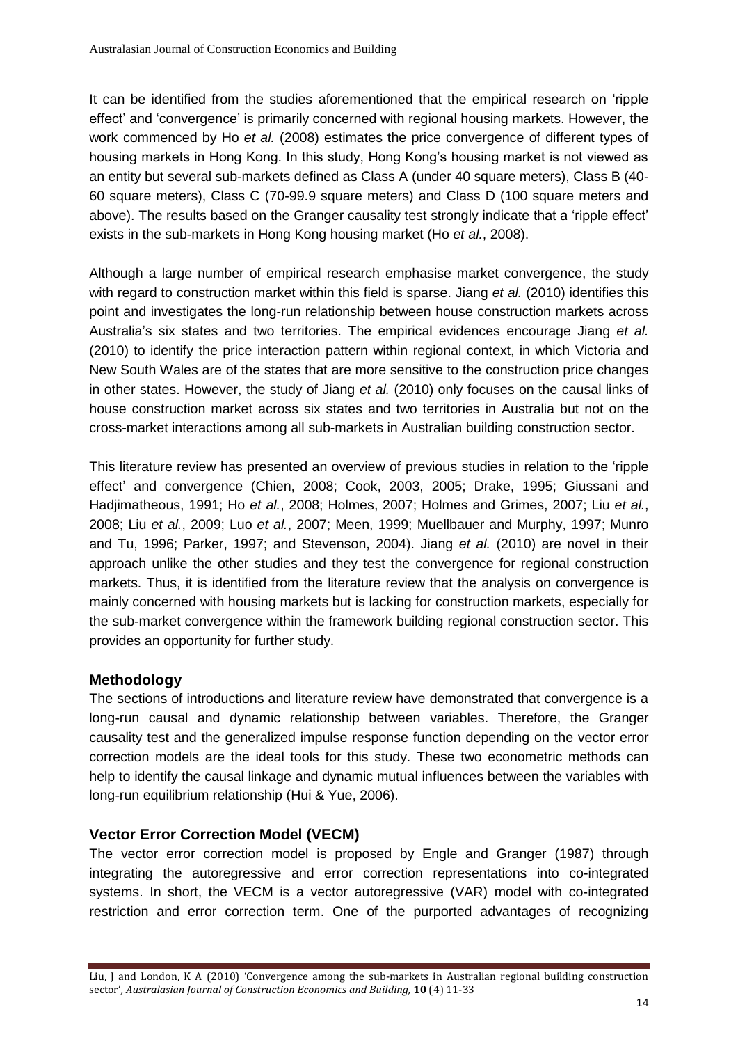It can be identified from the studies aforementioned that the empirical research on 'ripple effect' and 'convergence' is primarily concerned with regional housing markets. However, the work commenced by Ho *et al.* (2008) estimates the price convergence of different types of housing markets in Hong Kong. In this study, Hong Kong's housing market is not viewed as an entity but several sub-markets defined as Class A (under 40 square meters), Class B (40-60 square meters), Class C (70-99.9 square meters) and Class D (100 square meters and above). The results based on the Granger causality test strongly indicate that a 'ripple effect' exists in the sub-markets in Hong Kong housing market (Ho *et al.*, 2008).

Although a large number of empirical research emphasise market convergence, the study with regard to construction market within this field is sparse. Jiang *et al.* (2010) identifies this point and investigates the long-run relationship between house construction markets across Australia's six states and two territories. The empirical evidences encourage Jiang *et al.* (2010) to identify the price interaction pattern within regional context, in which Victoria and New South Wales are of the states that are more sensitive to the construction price changes in other states. However, the study of Jiang *et al.* (2010) only focuses on the causal links of house construction market across six states and two territories in Australia but not on the cross-market interactions among all sub-markets in Australian building construction sector.

This literature review has presented an overview of previous studies in relation to the 'ripple effect' and convergence (Chien, 2008; Cook, 2003, 2005; Drake, 1995; Giussani and Hadjimatheous, 1991; Ho *et al.*, 2008; Holmes, 2007; Holmes and Grimes, 2007; Liu *et al.*, 2008; Liu *et al.*, 2009; Luo *et al.*, 2007; Meen, 1999; Muellbauer and Murphy, 1997; Munro and Tu, 1996; Parker, 1997; and Stevenson, 2004). Jiang *et al.* (2010) are novel in their approach unlike the other studies and they test the convergence for regional construction markets. Thus, it is identified from the literature review that the analysis on convergence is mainly concerned with housing markets but is lacking for construction markets, especially for the sub-market convergence within the framework building regional construction sector. This provides an opportunity for further study.

## Methodology

The sections of introductions and literature review have demonstrated that convergence is a long-run causal and dynamic relationship between variables. Therefore, the Granger causality test and the generalized impulse response function depending on the vector error correction models are the ideal tools for this study. These two econometric methods can help to identify the causal linkage and dynamic mutual influences between the variables with long-run equilibrium relationship (Hui & Yue, 2006).

## Vector Error Correction Model (VECM)

The vector error correction model is proposed by Engle and Granger (1987) through integrating the autoregressive and error correction representations into co-integrated systems. In short, the VECM is a vector autoregressive (VAR) model with co-integrated restriction and error correction term. One of the purported advantages of recognizing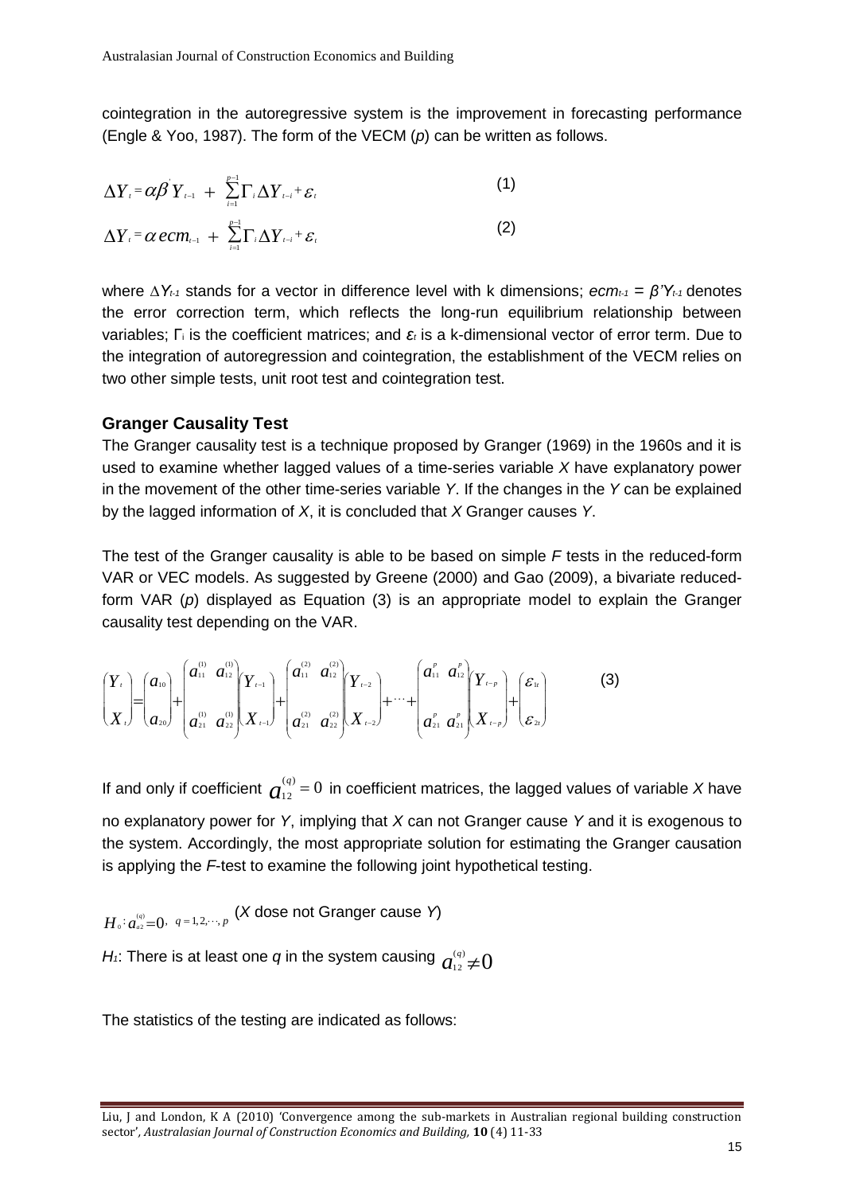cointegration in the autoregressive system is the improvement in forecasting performance (Engle & Yoo, 1987). The form of the VECM (*p*) can be written as follows.

$$\Delta Y_t = \alpha\beta' Y_{t-1} + \sum_{i=1}^{p-1}\Gamma_i \Delta Y_{t-i} + \varepsilon_t \tag{1}$$

$$\Delta Y_t = \alpha\, ecm_{t-1} + \sum_{i=1}^{p-1}\Gamma_i \Delta Y_{t-i} + \varepsilon_t \tag{2}$$

where $\Delta Y_{t-1}$ stands for a vector in difference level with k dimensions; $ecm_{t-1} = \beta' Y_{t-1}$ denotes the error correction term, which reflects the long-run equilibrium relationship between variables; $\Gamma_i$ is the coefficient matrices; and $\varepsilon_t$ is a k-dimensional vector of error term. Due to the integration of autoregression and cointegration, the establishment of the VECM relies on two other simple tests, unit root test and cointegration test.

### Granger Causality Test

The Granger causality test is a technique proposed by Granger (1969) in the 1960s and it is used to examine whether lagged values of a time-series variable *X* have explanatory power in the movement of the other time-series variable *Y*. If the changes in the *Y* can be explained by the lagged information of *X*, it is concluded that *X* Granger causes *Y*.

The test of the Granger causality is able to be based on simple *F* tests in the reduced-form VAR or VEC models. As suggested by Greene (2000) and Gao (2009), a bivariate reduced-form VAR (*p*) displayed as Equation (3) is an appropriate model to explain the Granger causality test depending on the VAR.

$$\begin{pmatrix} Y_t \\ X_t \end{pmatrix} = \begin{pmatrix} a_{10} \\ a_{20} \end{pmatrix} + \begin{pmatrix} a_{11}^{(1)} & a_{12}^{(1)} \\ a_{21}^{(1)} & a_{22}^{(1)} \end{pmatrix}\begin{pmatrix} Y_{t-1} \\ X_{t-1} \end{pmatrix} + \begin{pmatrix} a_{11}^{(2)} & a_{12}^{(2)} \\ a_{21}^{(2)} & a_{22}^{(2)} \end{pmatrix}\begin{pmatrix} Y_{t-2} \\ X_{t-2} \end{pmatrix} + \cdots + \begin{pmatrix} a_{11}^{p} & a_{12}^{p} \\ a_{21}^{p} & a_{21}^{p} \end{pmatrix}\begin{pmatrix} Y_{t-p} \\ X_{t-p} \end{pmatrix} + \begin{pmatrix} \varepsilon_{1t} \\ \varepsilon_{2t} \end{pmatrix} \tag{3}$$

If and only if coefficient $a_{12}^{(q)} = 0$ in coefficient matrices, the lagged values of variable *X* have no explanatory power for *Y*, implying that *X* can not Granger cause *Y* and it is exogenous to the system. Accordingly, the most appropriate solution for estimating the Granger causation is applying the *F*-test to examine the following joint hypothetical testing.

$H_0: a_{a2}^{(q)} = 0,\ q = 1, 2, \cdots, p$ (*X* dose not Granger cause *Y*)

$H_1$: There is at least one *q* in the system causing $a_{12}^{(q)} \neq 0$

The statistics of the testing are indicated as follows: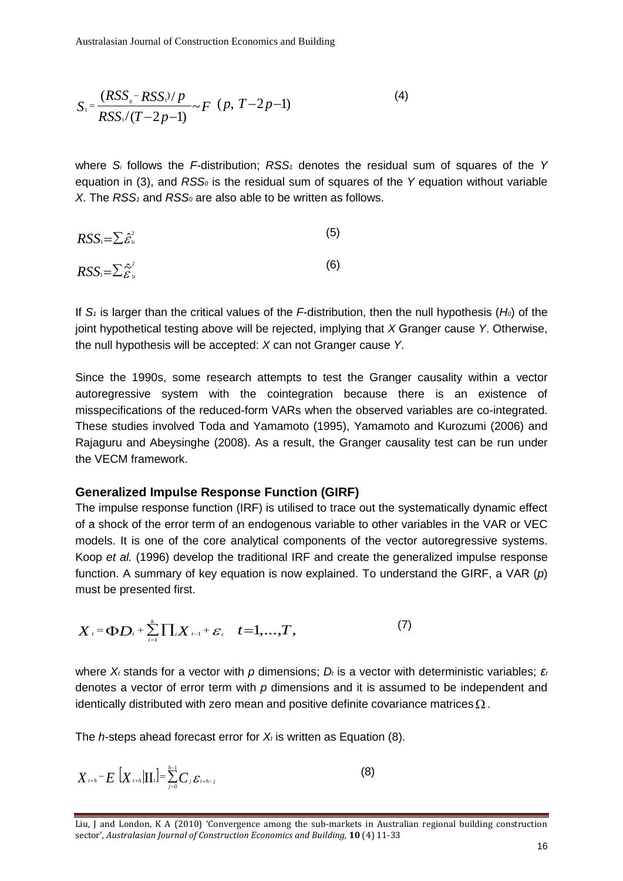$$S_1 = \frac{(RSS_0 - RSS_1)/p}{RSS_1/(T-2p-1)} \sim F\ (p,\ T-2p-1) \tag{4}$$

where $S_i$ follows the $F$-distribution; $RSS_1$ denotes the residual sum of squares of the $Y$ equation in (3), and $RSS_0$ is the residual sum of squares of the $Y$ equation without variable $X$. The $RSS_1$ and $RSS_0$ are also able to be written as follows.

$$RSS_1 = \sum \hat{\varepsilon}_{1t}^2 \tag{5}$$

$$RSS_1 = \sum \hat{\hat{\varepsilon}}_{1t}^2 \tag{6}$$

If $S_1$ is larger than the critical values of the $F$-distribution, then the null hypothesis ($H_0$) of the joint hypothetical testing above will be rejected, implying that $X$ Granger cause $Y$. Otherwise, the null hypothesis will be accepted: $X$ can not Granger cause $Y$.

Since the 1990s, some research attempts to test the Granger causality within a vector autoregressive system with the cointegration because there is an existence of misspecifications of the reduced-form VARs when the observed variables are co-integrated. These studies involved Toda and Yamamoto (1995), Yamamoto and Kurozumi (2006) and Rajaguru and Abeysinghe (2008). As a result, the Granger causality test can be run under the VECM framework.

### Generalized Impulse Response Function (GIRF)

The impulse response function (IRF) is utilised to trace out the systematically dynamic effect of a shock of the error term of an endogenous variable to other variables in the VAR or VEC models. It is one of the core analytical components of the vector autoregressive systems. Koop *et al.* (1996) develop the traditional IRF and create the generalized impulse response function. A summary of key equation is now explained. To understand the GIRF, a VAR ($p$) must be presented first.

$$X_t = \Phi D_t + \sum_{i=1}^{k} \Pi_i X_{t-1} + \varepsilon_t \quad t = 1, \ldots, T, \tag{7}$$

where $X_t$ stands for a vector with $p$ dimensions; $D_t$ is a vector with deterministic variables; $\varepsilon_t$ denotes a vector of error term with $p$ dimensions and it is assumed to be independent and identically distributed with zero mean and positive definite covariance matrices $\Omega$.

The $h$-steps ahead forecast error for $X_t$ is written as Equation (8).

$$X_{t+h} - E\left[X_{t+h} \middle| \Pi_t\right] = \sum_{j=0}^{h-1} C_j \varepsilon_{t+h-j} \tag{8}$$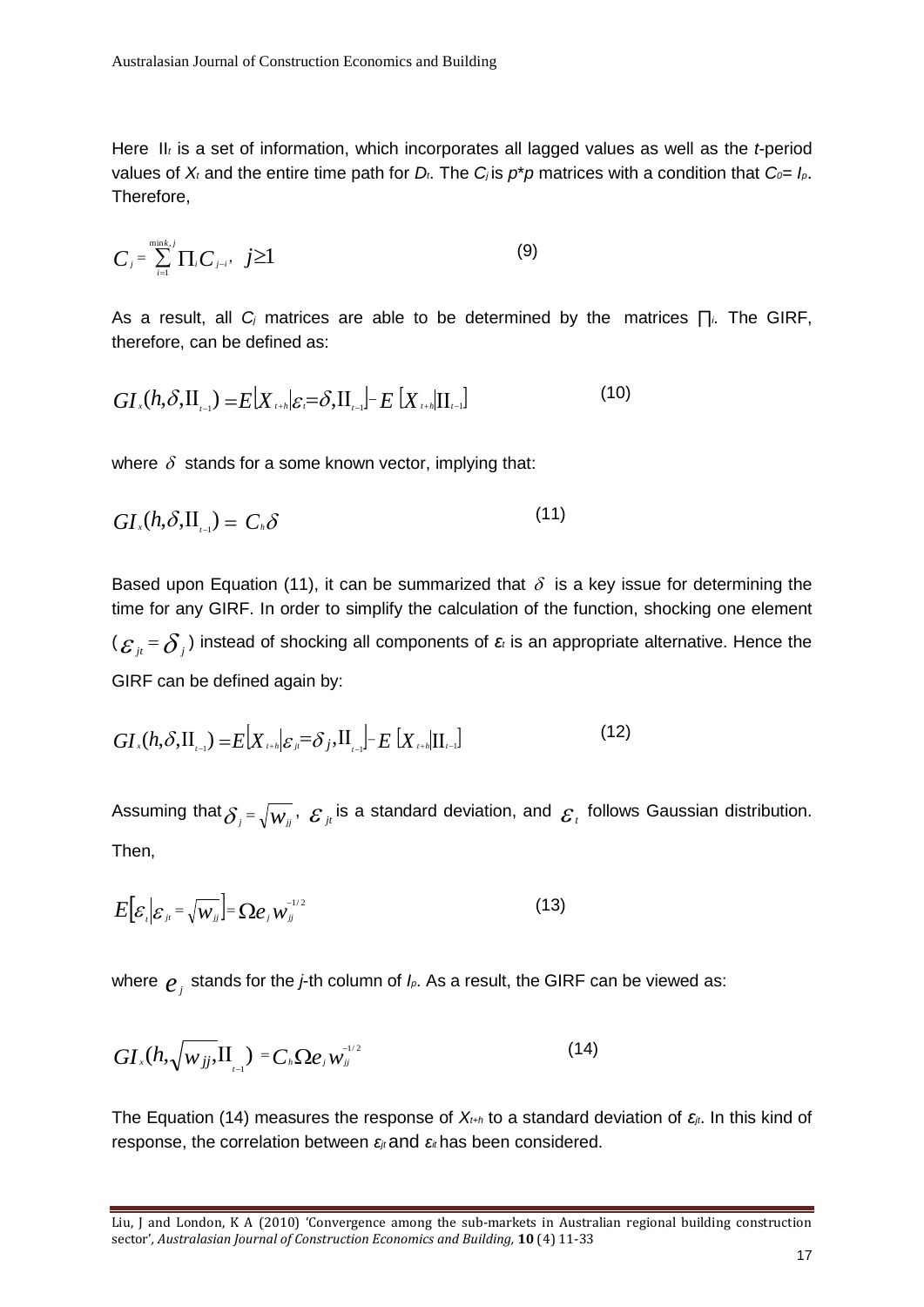Here $\text{II}_t$ is a set of information, which incorporates all lagged values as well as the *t*-period values of $X_t$ and the entire time path for $D_t$. The $C_j$ is $p*p$ matrices with a condition that $C_0 = I_p$. Therefore,

$$C_j = \sum_{i=1}^{\min k, j} \Pi_i C_{j-i}, \quad j \geq 1 \tag{9}$$

As a result, all $C_j$ matrices are able to be determined by the matrices $\prod_i$. The GIRF, therefore, can be defined as:

$$GI_x(h, \delta, \text{II}_{t-1}) = E[X_{t+h} | \varepsilon_t = \delta, \text{II}_{t-1}] - E[X_{t+h} | \text{II}_{t-1}] \tag{10}$$

where $\delta$ stands for a some known vector, implying that:

$$GI_x(h, \delta, \text{II}_{t-1}) = C_h \delta \tag{11}$$

Based upon Equation (11), it can be summarized that $\delta$ is a key issue for determining the time for any GIRF. In order to simplify the calculation of the function, shocking one element ($\varepsilon_{jt} = \delta_j$) instead of shocking all components of $\varepsilon_t$ is an appropriate alternative. Hence the GIRF can be defined again by:

$$GI_x(h, \delta, \text{II}_{t-1}) = E[X_{t+h} | \varepsilon_{jt} = \delta_j, \text{II}_{t-1}] - E[X_{t+h} | \text{II}_{t-1}] \tag{12}$$

Assuming that $\delta_j = \sqrt{w_{jj}}$, $\varepsilon_{jt}$ is a standard deviation, and $\varepsilon_t$ follows Gaussian distribution. Then,

$$E[\varepsilon_t | \varepsilon_{jt} = \sqrt{w_{jj}}] = \Omega e_j w_{jj}^{-1/2} \tag{13}$$

where $e_j$ stands for the *j*-th column of $I_p$. As a result, the GIRF can be viewed as:

$$GI_x(h, \sqrt{w_{jj}}, \text{II}_{t-1}) = C_h \Omega e_j w_{jj}^{-1/2} \tag{14}$$

The Equation (14) measures the response of $X_{t+h}$ to a standard deviation of $\varepsilon_{jt}$. In this kind of response, the correlation between $\varepsilon_{jt}$ and $\varepsilon_{it}$ has been considered.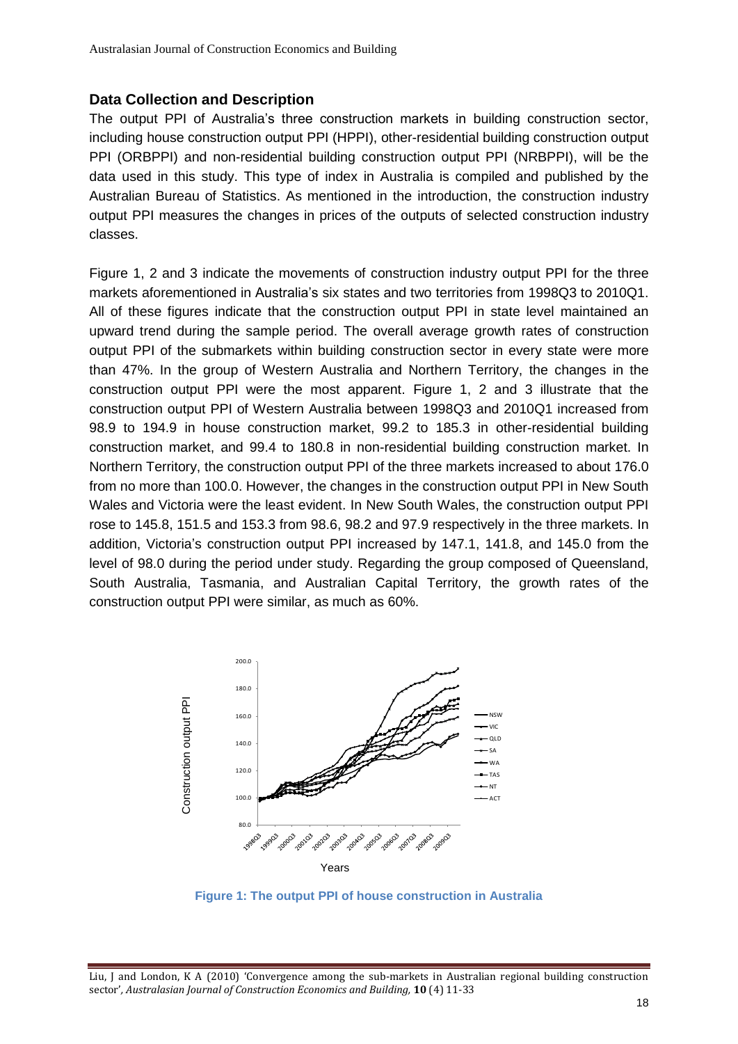## Data Collection and Description

The output PPI of Australia's three construction markets in building construction sector, including house construction output PPI (HPPI), other-residential building construction output PPI (ORBPPI) and non-residential building construction output PPI (NRBPPI), will be the data used in this study. This type of index in Australia is compiled and published by the Australian Bureau of Statistics. As mentioned in the introduction, the construction industry output PPI measures the changes in prices of the outputs of selected construction industry classes.

Figure 1, 2 and 3 indicate the movements of construction industry output PPI for the three markets aforementioned in Australia's six states and two territories from 1998Q3 to 2010Q1. All of these figures indicate that the construction output PPI in state level maintained an upward trend during the sample period. The overall average growth rates of construction output PPI of the submarkets within building construction sector in every state were more than 47%. In the group of Western Australia and Northern Territory, the changes in the construction output PPI were the most apparent. Figure 1, 2 and 3 illustrate that the construction output PPI of Western Australia between 1998Q3 and 2010Q1 increased from 98.9 to 194.9 in house construction market, 99.2 to 185.3 in other-residential building construction market, and 99.4 to 180.8 in non-residential building construction market. In Northern Territory, the construction output PPI of the three markets increased to about 176.0 from no more than 100.0. However, the changes in the construction output PPI in New South Wales and Victoria were the least evident. In New South Wales, the construction output PPI rose to 145.8, 151.5 and 153.3 from 98.6, 98.2 and 97.9 respectively in the three markets. In addition, Victoria's construction output PPI increased by 147.1, 141.8, and 145.0 from the level of 98.0 during the period under study. Regarding the group composed of Queensland, South Australia, Tasmania, and Australian Capital Territory, the growth rates of the construction output PPI were similar, as much as 60%.

**Figure 1: The output PPI of house construction in Australia**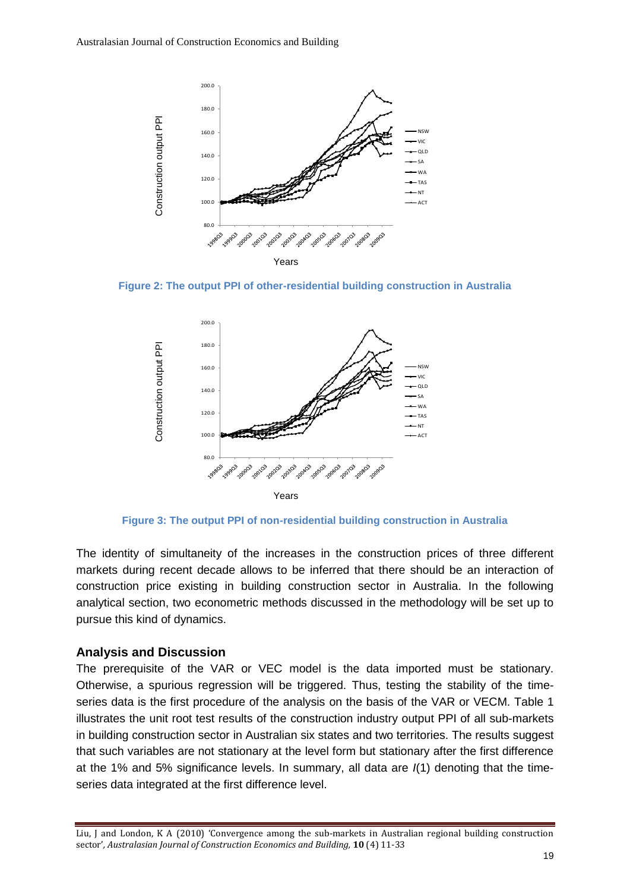Figure 2: The output PPI of other-residential building construction in Australia

Figure 3: The output PPI of non-residential building construction in Australia

The identity of simultaneity of the increases in the construction prices of three different markets during recent decade allows to be inferred that there should be an interaction of construction price existing in building construction sector in Australia. In the following analytical section, two econometric methods discussed in the methodology will be set up to pursue this kind of dynamics.

## Analysis and Discussion

The prerequisite of the VAR or VEC model is the data imported must be stationary. Otherwise, a spurious regression will be triggered. Thus, testing the stability of the time-series data is the first procedure of the analysis on the basis of the VAR or VECM. Table 1 illustrates the unit root test results of the construction industry output PPI of all sub-markets in building construction sector in Australian six states and two territories. The results suggest that such variables are not stationary at the level form but stationary after the first difference at the 1% and 5% significance levels. In summary, all data are *I*(1) denoting that the time-series data integrated at the first difference level.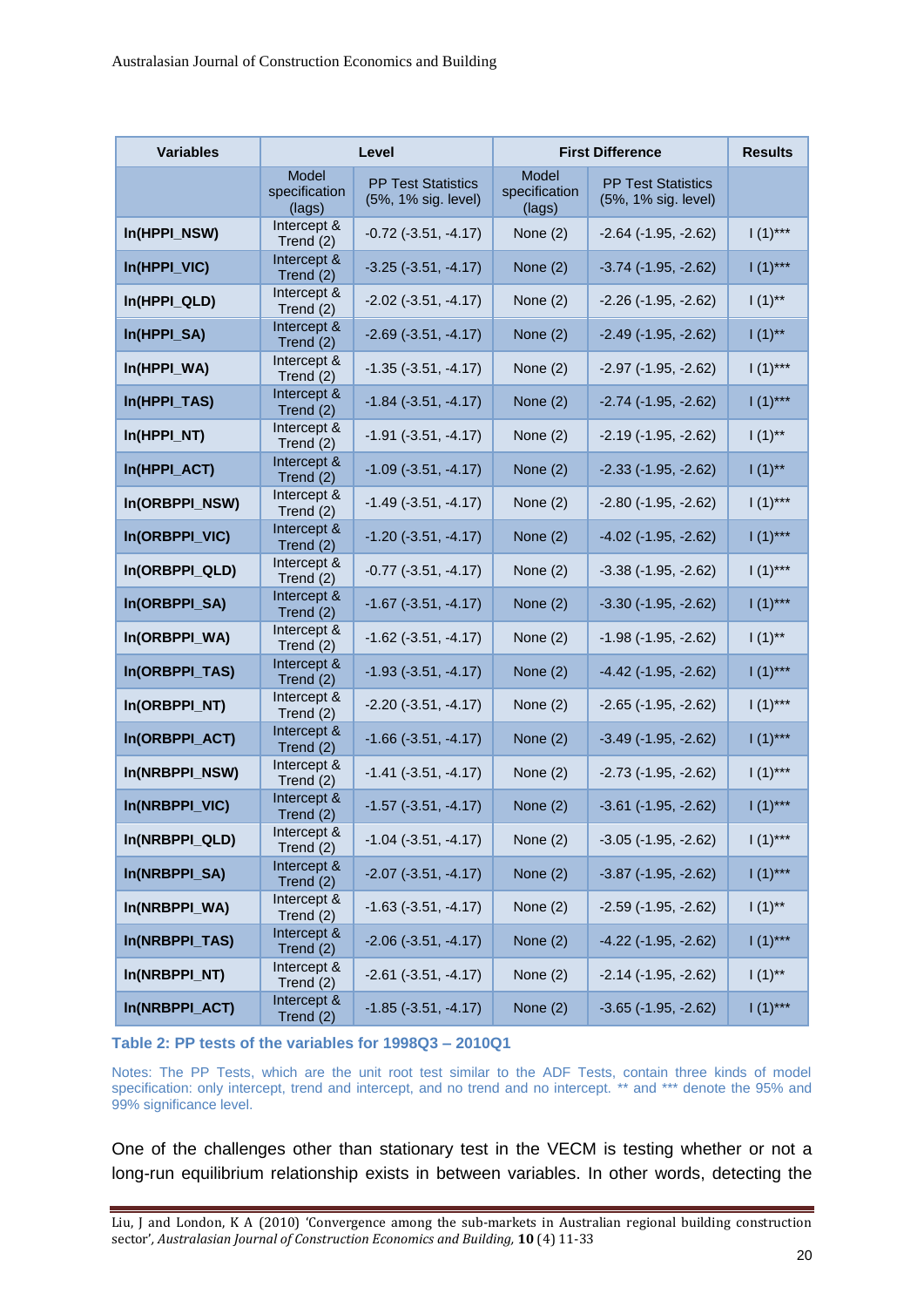| Variables | Level | | First Difference | | Results |
|---|---|---|---|---|---|
| | Model specification (lags) | PP Test Statistics (5%, 1% sig. level) | Model specification (lags) | PP Test Statistics (5%, 1% sig. level) | |
| **ln(HPPI_NSW)** | Intercept & Trend (2) | -0.72 (-3.51, -4.17) | None (2) | -2.64 (-1.95, -2.62) | I (1)*** |
| **ln(HPPI_VIC)** | Intercept & Trend (2) | -3.25 (-3.51, -4.17) | None (2) | -3.74 (-1.95, -2.62) | I (1)*** |
| **ln(HPPI_QLD)** | Intercept & Trend (2) | -2.02 (-3.51, -4.17) | None (2) | -2.26 (-1.95, -2.62) | I (1)** |
| **ln(HPPI_SA)** | Intercept & Trend (2) | -2.69 (-3.51, -4.17) | None (2) | -2.49 (-1.95, -2.62) | I (1)** |
| **ln(HPPI_WA)** | Intercept & Trend (2) | -1.35 (-3.51, -4.17) | None (2) | -2.97 (-1.95, -2.62) | I (1)*** |
| **ln(HPPI_TAS)** | Intercept & Trend (2) | -1.84 (-3.51, -4.17) | None (2) | -2.74 (-1.95, -2.62) | I (1)*** |
| **ln(HPPI_NT)** | Intercept & Trend (2) | -1.91 (-3.51, -4.17) | None (2) | -2.19 (-1.95, -2.62) | I (1)** |
| **ln(HPPI_ACT)** | Intercept & Trend (2) | -1.09 (-3.51, -4.17) | None (2) | -2.33 (-1.95, -2.62) | I (1)** |
| **ln(ORBPPI_NSW)** | Intercept & Trend (2) | -1.49 (-3.51, -4.17) | None (2) | -2.80 (-1.95, -2.62) | I (1)*** |
| **ln(ORBPPI_VIC)** | Intercept & Trend (2) | -1.20 (-3.51, -4.17) | None (2) | -4.02 (-1.95, -2.62) | I (1)*** |
| **ln(ORBPPI_QLD)** | Intercept & Trend (2) | -0.77 (-3.51, -4.17) | None (2) | -3.38 (-1.95, -2.62) | I (1)*** |
| **ln(ORBPPI_SA)** | Intercept & Trend (2) | -1.67 (-3.51, -4.17) | None (2) | -3.30 (-1.95, -2.62) | I (1)*** |
| **ln(ORBPPI_WA)** | Intercept & Trend (2) | -1.62 (-3.51, -4.17) | None (2) | -1.98 (-1.95, -2.62) | I (1)** |
| **ln(ORBPPI_TAS)** | Intercept & Trend (2) | -1.93 (-3.51, -4.17) | None (2) | -4.42 (-1.95, -2.62) | I (1)*** |
| **ln(ORBPPI_NT)** | Intercept & Trend (2) | -2.20 (-3.51, -4.17) | None (2) | -2.65 (-1.95, -2.62) | I (1)*** |
| **ln(ORBPPI_ACT)** | Intercept & Trend (2) | -1.66 (-3.51, -4.17) | None (2) | -3.49 (-1.95, -2.62) | I (1)*** |
| **ln(NRBPPI_NSW)** | Intercept & Trend (2) | -1.41 (-3.51, -4.17) | None (2) | -2.73 (-1.95, -2.62) | I (1)*** |
| **ln(NRBPPI_VIC)** | Intercept & Trend (2) | -1.57 (-3.51, -4.17) | None (2) | -3.61 (-1.95, -2.62) | I (1)*** |
| **ln(NRBPPI_QLD)** | Intercept & Trend (2) | -1.04 (-3.51, -4.17) | None (2) | -3.05 (-1.95, -2.62) | I (1)*** |
| **ln(NRBPPI_SA)** | Intercept & Trend (2) | -2.07 (-3.51, -4.17) | None (2) | -3.87 (-1.95, -2.62) | I (1)*** |
| **ln(NRBPPI_WA)** | Intercept & Trend (2) | -1.63 (-3.51, -4.17) | None (2) | -2.59 (-1.95, -2.62) | I (1)** |
| **ln(NRBPPI_TAS)** | Intercept & Trend (2) | -2.06 (-3.51, -4.17) | None (2) | -4.22 (-1.95, -2.62) | I (1)*** |
| **ln(NRBPPI_NT)** | Intercept & Trend (2) | -2.61 (-3.51, -4.17) | None (2) | -2.14 (-1.95, -2.62) | I (1)** |
| **ln(NRBPPI_ACT)** | Intercept & Trend (2) | -1.85 (-3.51, -4.17) | None (2) | -3.65 (-1.95, -2.62) | I (1)*** |

**Table 2: PP tests of the variables for 1998Q3 – 2010Q1**

Notes: The PP Tests, which are the unit root test similar to the ADF Tests, contain three kinds of model specification: only intercept, trend and intercept, and no trend and no intercept. ** and *** denote the 95% and 99% significance level.

One of the challenges other than stationary test in the VECM is testing whether or not a long-run equilibrium relationship exists in between variables. In other words, detecting the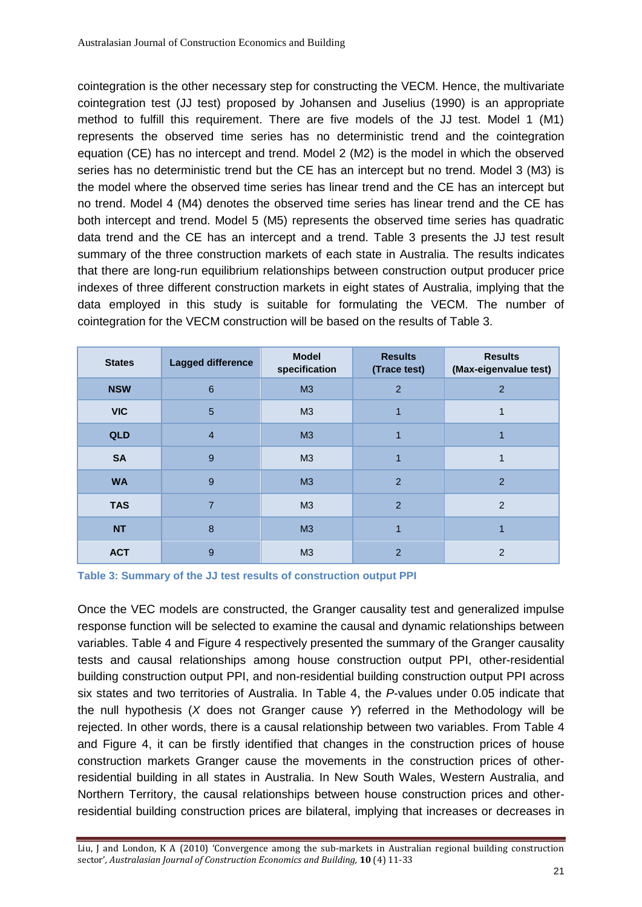cointegration is the other necessary step for constructing the VECM. Hence, the multivariate cointegration test (JJ test) proposed by Johansen and Juselius (1990) is an appropriate method to fulfill this requirement. There are five models of the JJ test. Model 1 (M1) represents the observed time series has no deterministic trend and the cointegration equation (CE) has no intercept and trend. Model 2 (M2) is the model in which the observed series has no deterministic trend but the CE has an intercept but no trend. Model 3 (M3) is the model where the observed time series has linear trend and the CE has an intercept but no trend. Model 4 (M4) denotes the observed time series has linear trend and the CE has both intercept and trend. Model 5 (M5) represents the observed time series has quadratic data trend and the CE has an intercept and a trend. Table 3 presents the JJ test result summary of the three construction markets of each state in Australia. The results indicates that there are long-run equilibrium relationships between construction output producer price indexes of three different construction markets in eight states of Australia, implying that the data employed in this study is suitable for formulating the VECM. The number of cointegration for the VECM construction will be based on the results of Table 3.

| States | Lagged difference | Model specification | Results (Trace test) | Results (Max-eigenvalue test) |
|---|---|---|---|---|
| NSW | 6 | M3 | 2 | 2 |
| VIC | 5 | M3 | 1 | 1 |
| QLD | 4 | M3 | 1 | 1 |
| SA | 9 | M3 | 1 | 1 |
| WA | 9 | M3 | 2 | 2 |
| TAS | 7 | M3 | 2 | 2 |
| NT | 8 | M3 | 1 | 1 |
| ACT | 9 | M3 | 2 | 2 |

**Table 3: Summary of the JJ test results of construction output PPI**

Once the VEC models are constructed, the Granger causality test and generalized impulse response function will be selected to examine the causal and dynamic relationships between variables. Table 4 and Figure 4 respectively presented the summary of the Granger causality tests and causal relationships among house construction output PPI, other-residential building construction output PPI, and non-residential building construction output PPI across six states and two territories of Australia. In Table 4, the *P*-values under 0.05 indicate that the null hypothesis (*X* does not Granger cause *Y*) referred in the Methodology will be rejected. In other words, there is a causal relationship between two variables. From Table 4 and Figure 4, it can be firstly identified that changes in the construction prices of house construction markets Granger cause the movements in the construction prices of other-residential building in all states in Australia. In New South Wales, Western Australia, and Northern Territory, the causal relationships between house construction prices and other-residential building construction prices are bilateral, implying that increases or decreases in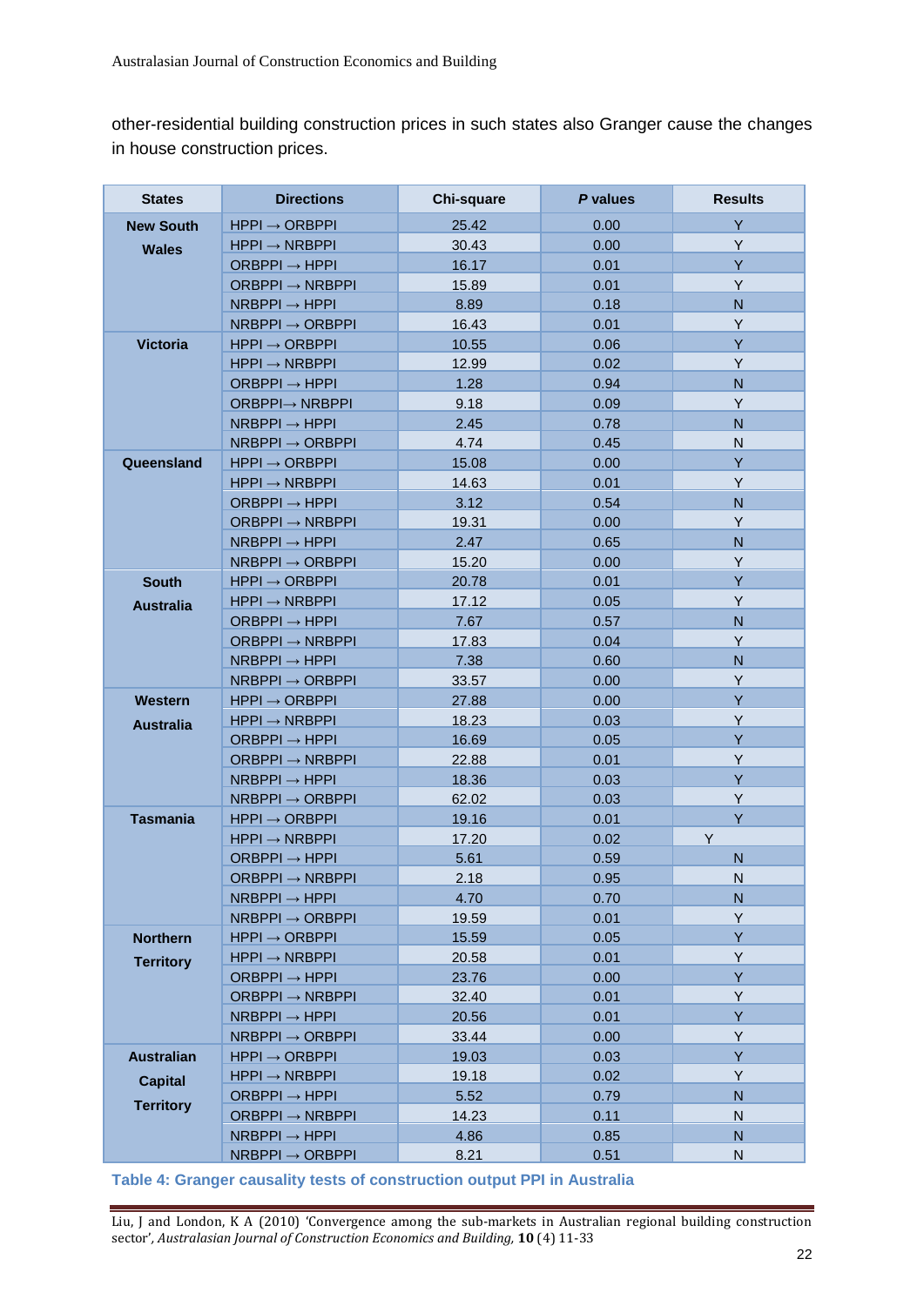other-residential building construction prices in such states also Granger cause the changes in house construction prices.

| States | Directions | Chi-square | *P* values | Results |
|---|---|---|---|---|
| New South Wales | HPPI → ORBPPI | 25.42 | 0.00 | Y |
| | HPPI → NRBPPI | 30.43 | 0.00 | Y |
| | ORBPPI → HPPI | 16.17 | 0.01 | Y |
| | ORBPPI → NRBPPI | 15.89 | 0.01 | Y |
| | NRBPPI → HPPI | 8.89 | 0.18 | N |
| | NRBPPI → ORBPPI | 16.43 | 0.01 | Y |
| Victoria | HPPI → ORBPPI | 10.55 | 0.06 | Y |
| | HPPI → NRBPPI | 12.99 | 0.02 | Y |
| | ORBPPI → HPPI | 1.28 | 0.94 | N |
| | ORBPPI→ NRBPPI | 9.18 | 0.09 | Y |
| | NRBPPI → HPPI | 2.45 | 0.78 | N |
| | NRBPPI → ORBPPI | 4.74 | 0.45 | N |
| Queensland | HPPI → ORBPPI | 15.08 | 0.00 | Y |
| | HPPI → NRBPPI | 14.63 | 0.01 | Y |
| | ORBPPI → HPPI | 3.12 | 0.54 | N |
| | ORBPPI → NRBPPI | 19.31 | 0.00 | Y |
| | NRBPPI → HPPI | 2.47 | 0.65 | N |
| | NRBPPI → ORBPPI | 15.20 | 0.00 | Y |
| South Australia | HPPI → ORBPPI | 20.78 | 0.01 | Y |
| | HPPI → NRBPPI | 17.12 | 0.05 | Y |
| | ORBPPI → HPPI | 7.67 | 0.57 | N |
| | ORBPPI → NRBPPI | 17.83 | 0.04 | Y |
| | NRBPPI → HPPI | 7.38 | 0.60 | N |
| | NRBPPI → ORBPPI | 33.57 | 0.00 | Y |
| Western Australia | HPPI → ORBPPI | 27.88 | 0.00 | Y |
| | HPPI → NRBPPI | 18.23 | 0.03 | Y |
| | ORBPPI → HPPI | 16.69 | 0.05 | Y |
| | ORBPPI → NRBPPI | 22.88 | 0.01 | Y |
| | NRBPPI → HPPI | 18.36 | 0.03 | Y |
| | NRBPPI → ORBPPI | 62.02 | 0.03 | Y |
| Tasmania | HPPI → ORBPPI | 19.16 | 0.01 | Y |
| | HPPI → NRBPPI | 17.20 | 0.02 | Y |
| | ORBPPI → HPPI | 5.61 | 0.59 | N |
| | ORBPPI → NRBPPI | 2.18 | 0.95 | N |
| | NRBPPI → HPPI | 4.70 | 0.70 | N |
| | NRBPPI → ORBPPI | 19.59 | 0.01 | Y |
| Northern Territory | HPPI → ORBPPI | 15.59 | 0.05 | Y |
| | HPPI → NRBPPI | 20.58 | 0.01 | Y |
| | ORBPPI → HPPI | 23.76 | 0.00 | Y |
| | ORBPPI → NRBPPI | 32.40 | 0.01 | Y |
| | NRBPPI → HPPI | 20.56 | 0.01 | Y |
| | NRBPPI → ORBPPI | 33.44 | 0.00 | Y |
| Australian Capital Territory | HPPI → ORBPPI | 19.03 | 0.03 | Y |
| | HPPI → NRBPPI | 19.18 | 0.02 | Y |
| | ORBPPI → HPPI | 5.52 | 0.79 | N |
| | ORBPPI → NRBPPI | 14.23 | 0.11 | N |
| | NRBPPI → HPPI | 4.86 | 0.85 | N |
| | NRBPPI → ORBPPI | 8.21 | 0.51 | N |

**Table 4: Granger causality tests of construction output PPI in Australia**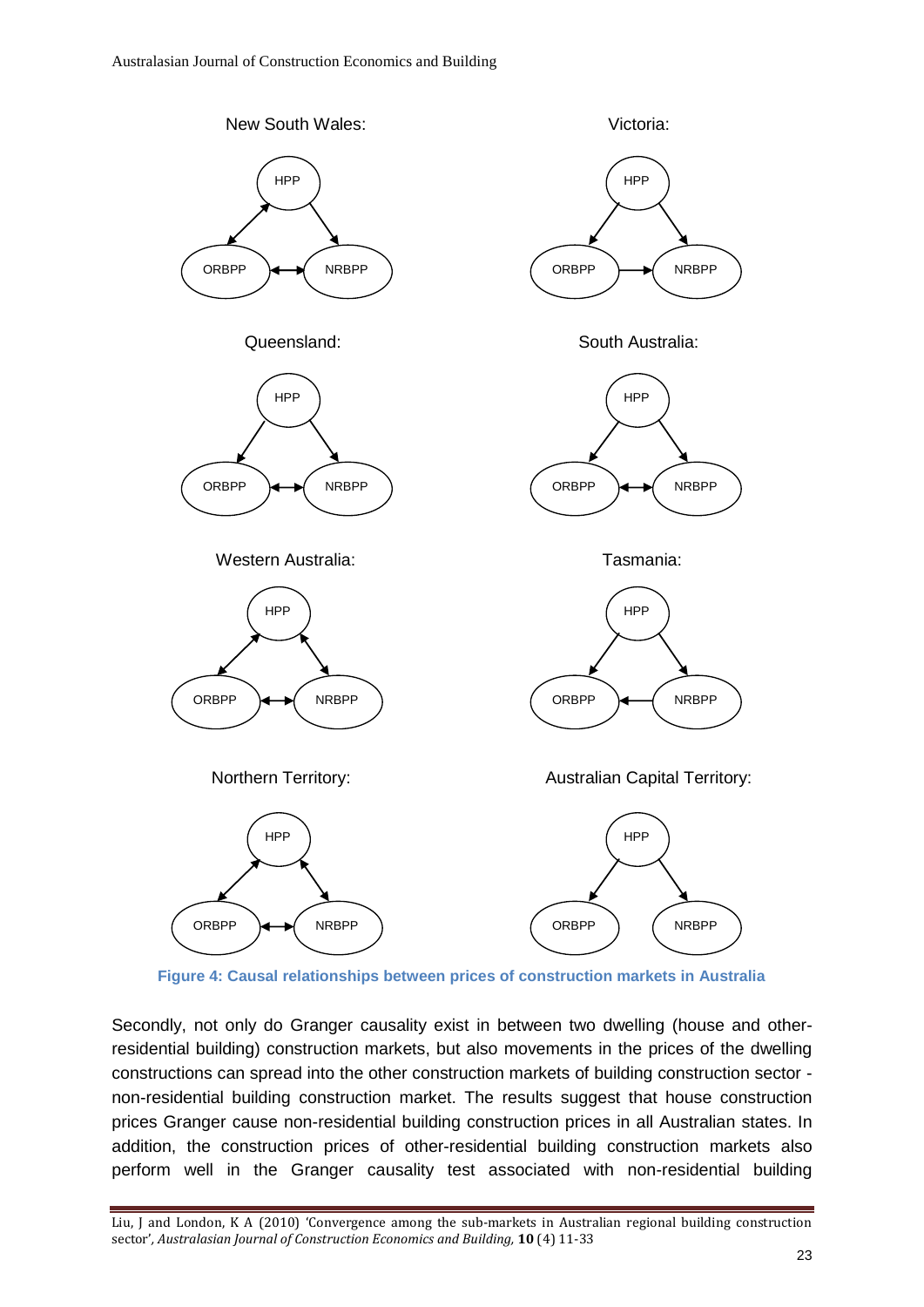New South Wales:

Victoria:

Queensland:

South Australia:

Western Australia:

Tasmania:

Northern Territory:

Australian Capital Territory:

**Figure 4: Causal relationships between prices of construction markets in Australia**

Secondly, not only do Granger causality exist in between two dwelling (house and other-residential building) construction markets, but also movements in the prices of the dwelling constructions can spread into the other construction markets of building construction sector - non-residential building construction market. The results suggest that house construction prices Granger cause non-residential building construction prices in all Australian states. In addition, the construction prices of other-residential building construction markets also perform well in the Granger causality test associated with non-residential building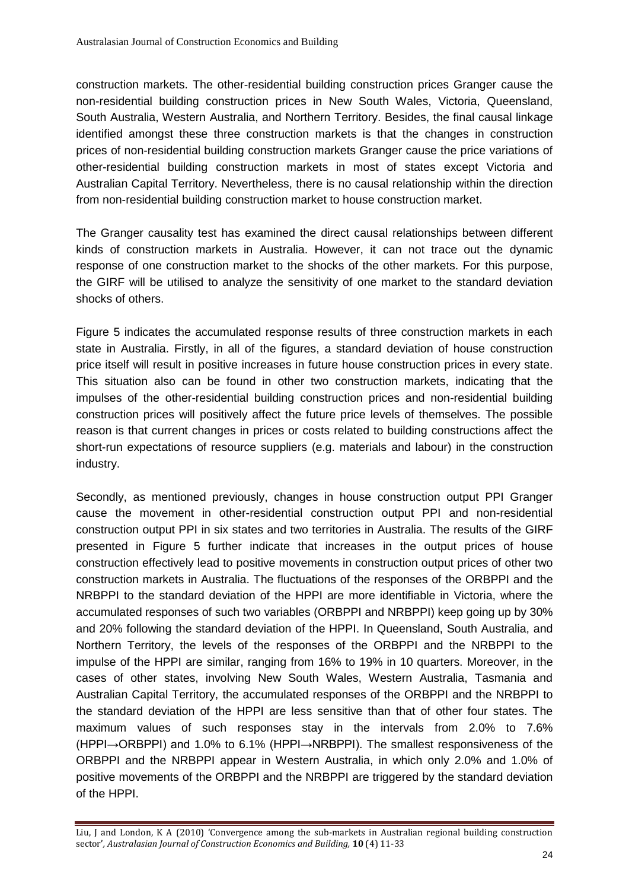construction markets. The other-residential building construction prices Granger cause the non-residential building construction prices in New South Wales, Victoria, Queensland, South Australia, Western Australia, and Northern Territory. Besides, the final causal linkage identified amongst these three construction markets is that the changes in construction prices of non-residential building construction markets Granger cause the price variations of other-residential building construction markets in most of states except Victoria and Australian Capital Territory. Nevertheless, there is no causal relationship within the direction from non-residential building construction market to house construction market.

The Granger causality test has examined the direct causal relationships between different kinds of construction markets in Australia. However, it can not trace out the dynamic response of one construction market to the shocks of the other markets. For this purpose, the GIRF will be utilised to analyze the sensitivity of one market to the standard deviation shocks of others.

Figure 5 indicates the accumulated response results of three construction markets in each state in Australia. Firstly, in all of the figures, a standard deviation of house construction price itself will result in positive increases in future house construction prices in every state. This situation also can be found in other two construction markets, indicating that the impulses of the other-residential building construction prices and non-residential building construction prices will positively affect the future price levels of themselves. The possible reason is that current changes in prices or costs related to building constructions affect the short-run expectations of resource suppliers (e.g. materials and labour) in the construction industry.

Secondly, as mentioned previously, changes in house construction output PPI Granger cause the movement in other-residential construction output PPI and non-residential construction output PPI in six states and two territories in Australia. The results of the GIRF presented in Figure 5 further indicate that increases in the output prices of house construction effectively lead to positive movements in construction output prices of other two construction markets in Australia. The fluctuations of the responses of the ORBPPI and the NRBPPI to the standard deviation of the HPPI are more identifiable in Victoria, where the accumulated responses of such two variables (ORBPPI and NRBPPI) keep going up by 30% and 20% following the standard deviation of the HPPI. In Queensland, South Australia, and Northern Territory, the levels of the responses of the ORBPPI and the NRBPPI to the impulse of the HPPI are similar, ranging from 16% to 19% in 10 quarters. Moreover, in the cases of other states, involving New South Wales, Western Australia, Tasmania and Australian Capital Territory, the accumulated responses of the ORBPPI and the NRBPPI to the standard deviation of the HPPI are less sensitive than that of other four states. The maximum values of such responses stay in the intervals from 2.0% to 7.6% (HPPI→ORBPPI) and 1.0% to 6.1% (HPPI→NRBPPI). The smallest responsiveness of the ORBPPI and the NRBPPI appear in Western Australia, in which only 2.0% and 1.0% of positive movements of the ORBPPI and the NRBPPI are triggered by the standard deviation of the HPPI.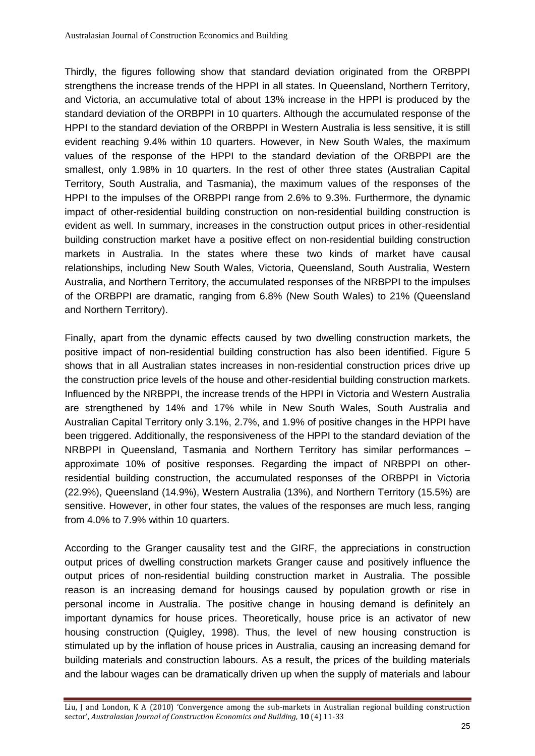Thirdly, the figures following show that standard deviation originated from the ORBPPI strengthens the increase trends of the HPPI in all states. In Queensland, Northern Territory, and Victoria, an accumulative total of about 13% increase in the HPPI is produced by the standard deviation of the ORBPPI in 10 quarters. Although the accumulated response of the HPPI to the standard deviation of the ORBPPI in Western Australia is less sensitive, it is still evident reaching 9.4% within 10 quarters. However, in New South Wales, the maximum values of the response of the HPPI to the standard deviation of the ORBPPI are the smallest, only 1.98% in 10 quarters. In the rest of other three states (Australian Capital Territory, South Australia, and Tasmania), the maximum values of the responses of the HPPI to the impulses of the ORBPPI range from 2.6% to 9.3%. Furthermore, the dynamic impact of other-residential building construction on non-residential building construction is evident as well. In summary, increases in the construction output prices in other-residential building construction market have a positive effect on non-residential building construction markets in Australia. In the states where these two kinds of market have causal relationships, including New South Wales, Victoria, Queensland, South Australia, Western Australia, and Northern Territory, the accumulated responses of the NRBPPI to the impulses of the ORBPPI are dramatic, ranging from 6.8% (New South Wales) to 21% (Queensland and Northern Territory).

Finally, apart from the dynamic effects caused by two dwelling construction markets, the positive impact of non-residential building construction has also been identified. Figure 5 shows that in all Australian states increases in non-residential construction prices drive up the construction price levels of the house and other-residential building construction markets. Influenced by the NRBPPI, the increase trends of the HPPI in Victoria and Western Australia are strengthened by 14% and 17% while in New South Wales, South Australia and Australian Capital Territory only 3.1%, 2.7%, and 1.9% of positive changes in the HPPI have been triggered. Additionally, the responsiveness of the HPPI to the standard deviation of the NRBPPI in Queensland, Tasmania and Northern Territory has similar performances – approximate 10% of positive responses. Regarding the impact of NRBPPI on other-residential building construction, the accumulated responses of the ORBPPI in Victoria (22.9%), Queensland (14.9%), Western Australia (13%), and Northern Territory (15.5%) are sensitive. However, in other four states, the values of the responses are much less, ranging from 4.0% to 7.9% within 10 quarters.

According to the Granger causality test and the GIRF, the appreciations in construction output prices of dwelling construction markets Granger cause and positively influence the output prices of non-residential building construction market in Australia. The possible reason is an increasing demand for housings caused by population growth or rise in personal income in Australia. The positive change in housing demand is definitely an important dynamics for house prices. Theoretically, house price is an activator of new housing construction (Quigley, 1998). Thus, the level of new housing construction is stimulated up by the inflation of house prices in Australia, causing an increasing demand for building materials and construction labours. As a result, the prices of the building materials and the labour wages can be dramatically driven up when the supply of materials and labour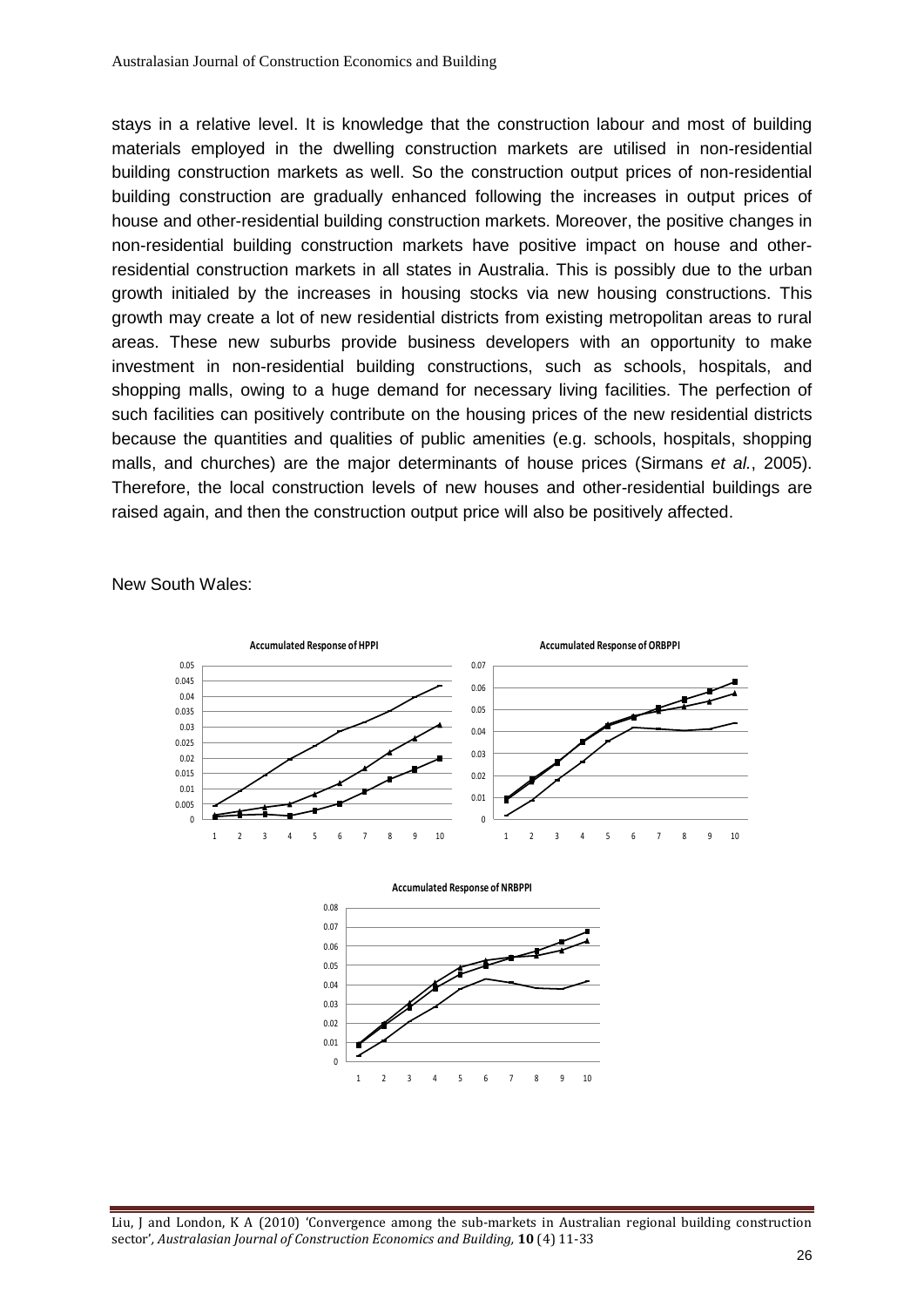stays in a relative level. It is knowledge that the construction labour and most of building materials employed in the dwelling construction markets are utilised in non-residential building construction markets as well. So the construction output prices of non-residential building construction are gradually enhanced following the increases in output prices of house and other-residential building construction markets. Moreover, the positive changes in non-residential building construction markets have positive impact on house and other-residential construction markets in all states in Australia. This is possibly due to the urban growth initialed by the increases in housing stocks via new housing constructions. This growth may create a lot of new residential districts from existing metropolitan areas to rural areas. These new suburbs provide business developers with an opportunity to make investment in non-residential building constructions, such as schools, hospitals, and shopping malls, owing to a huge demand for necessary living facilities. The perfection of such facilities can positively contribute on the housing prices of the new residential districts because the quantities and qualities of public amenities (e.g. schools, hospitals, shopping malls, and churches) are the major determinants of house prices (Sirmans *et al.*, 2005). Therefore, the local construction levels of new houses and other-residential buildings are raised again, and then the construction output price will also be positively affected.

New South Wales:

**Accumulated Response of HPPI**

**Accumulated Response of ORBPPI**

**Accumulated Response of NRBPPI**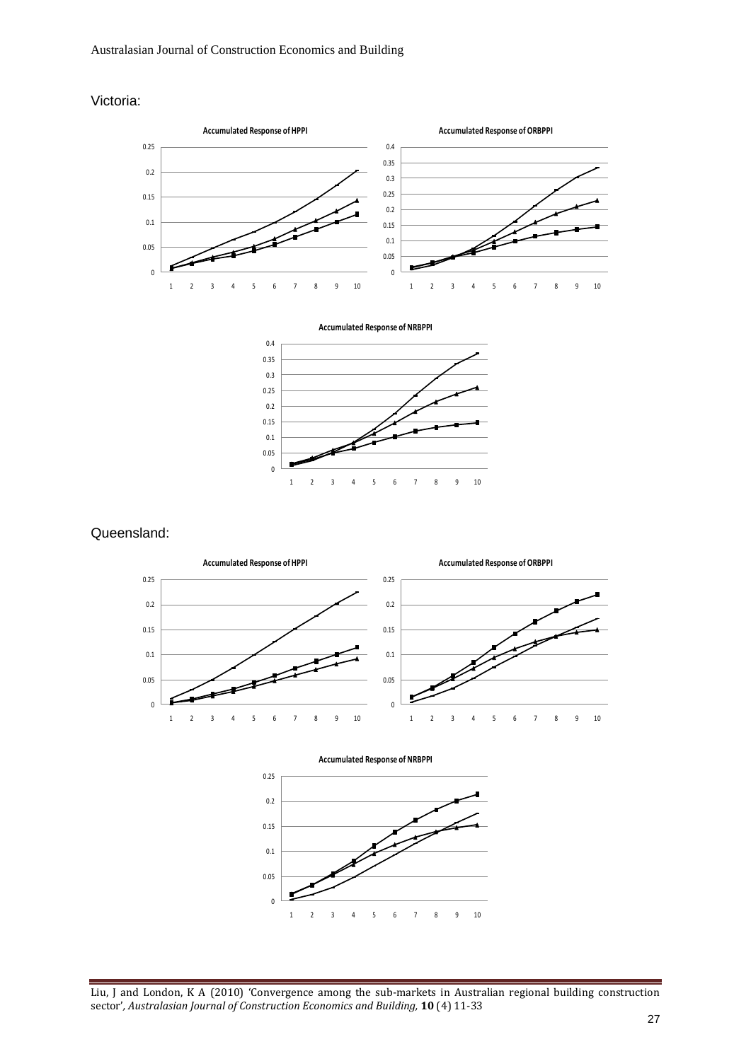Victoria:

Accumulated Response of HPPI

Accumulated Response of ORBPPI

Accumulated Response of NRBPPI

Queensland:

Accumulated Response of HPPI

Accumulated Response of ORBPPI

Accumulated Response of NRBPPI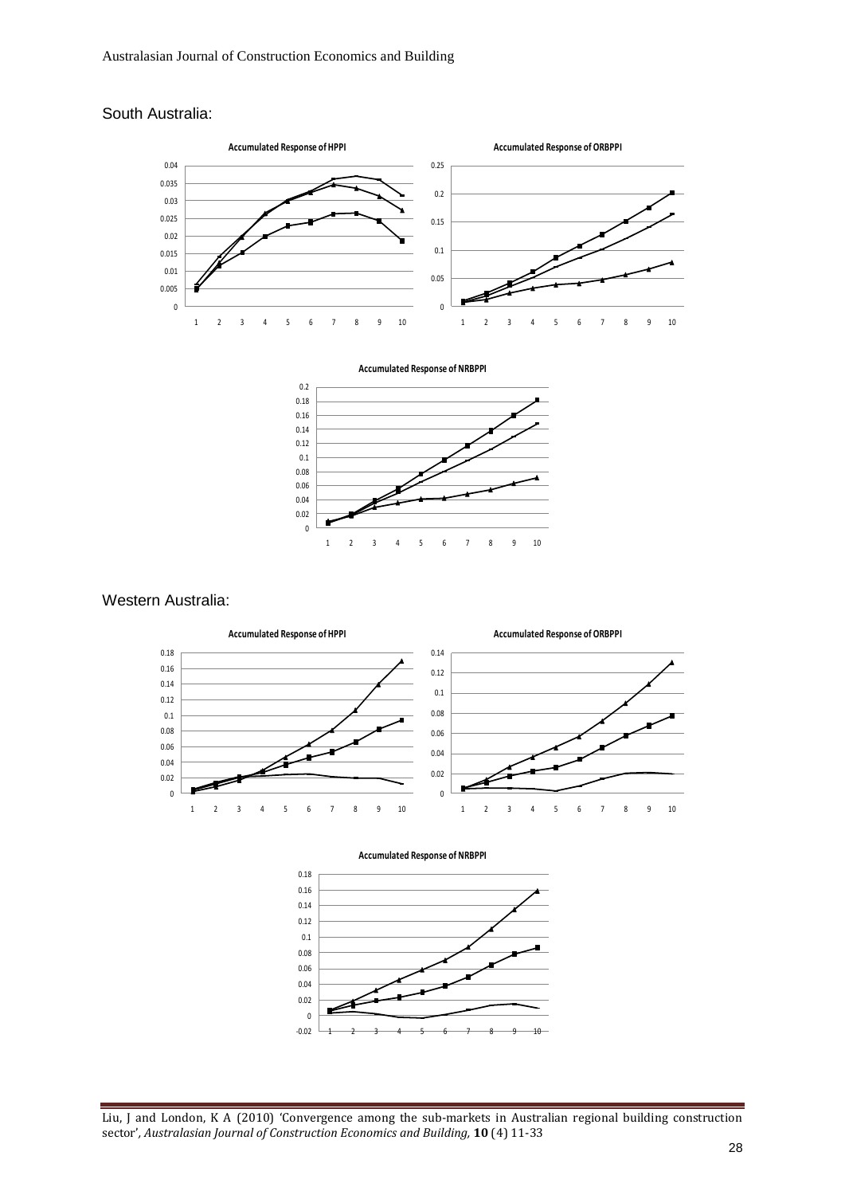South Australia:

Accumulated Response of HPPI

Accumulated Response of ORBPPI

Accumulated Response of NRBPPI

Western Australia:

Accumulated Response of HPPI

Accumulated Response of ORBPPI

Accumulated Response of NRBPPI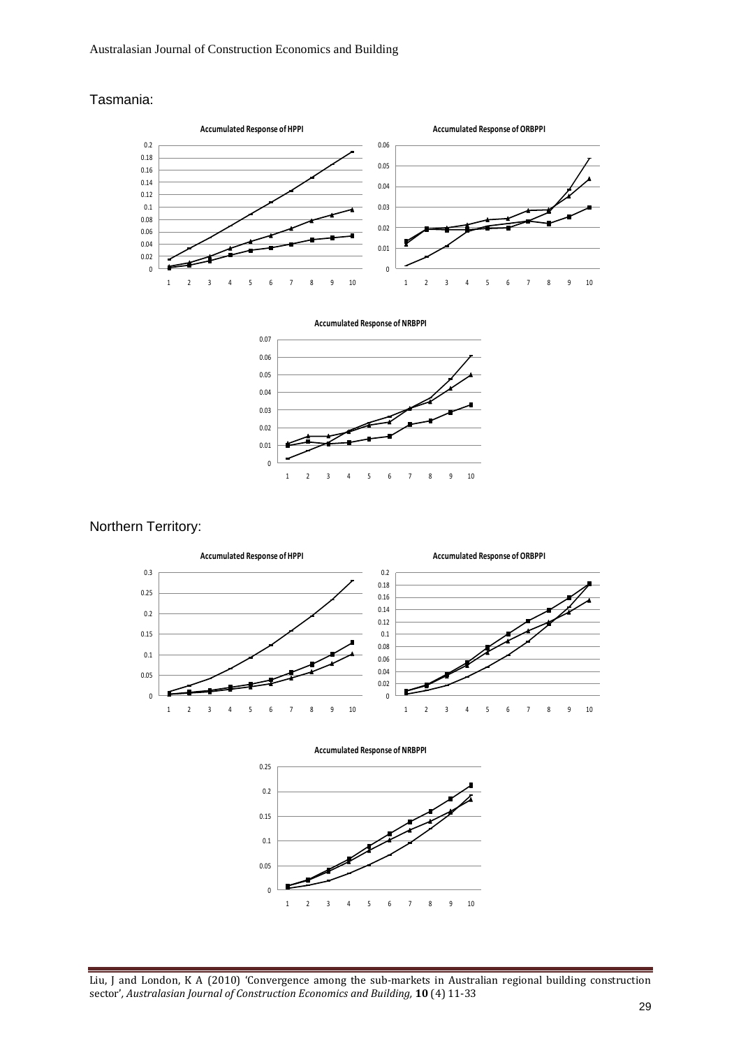Tasmania:

Accumulated Response of HPPI

Accumulated Response of ORBPPI

Accumulated Response of NRBPPI

Northern Territory:

Accumulated Response of HPPI

Accumulated Response of ORBPPI

Accumulated Response of NRBPPI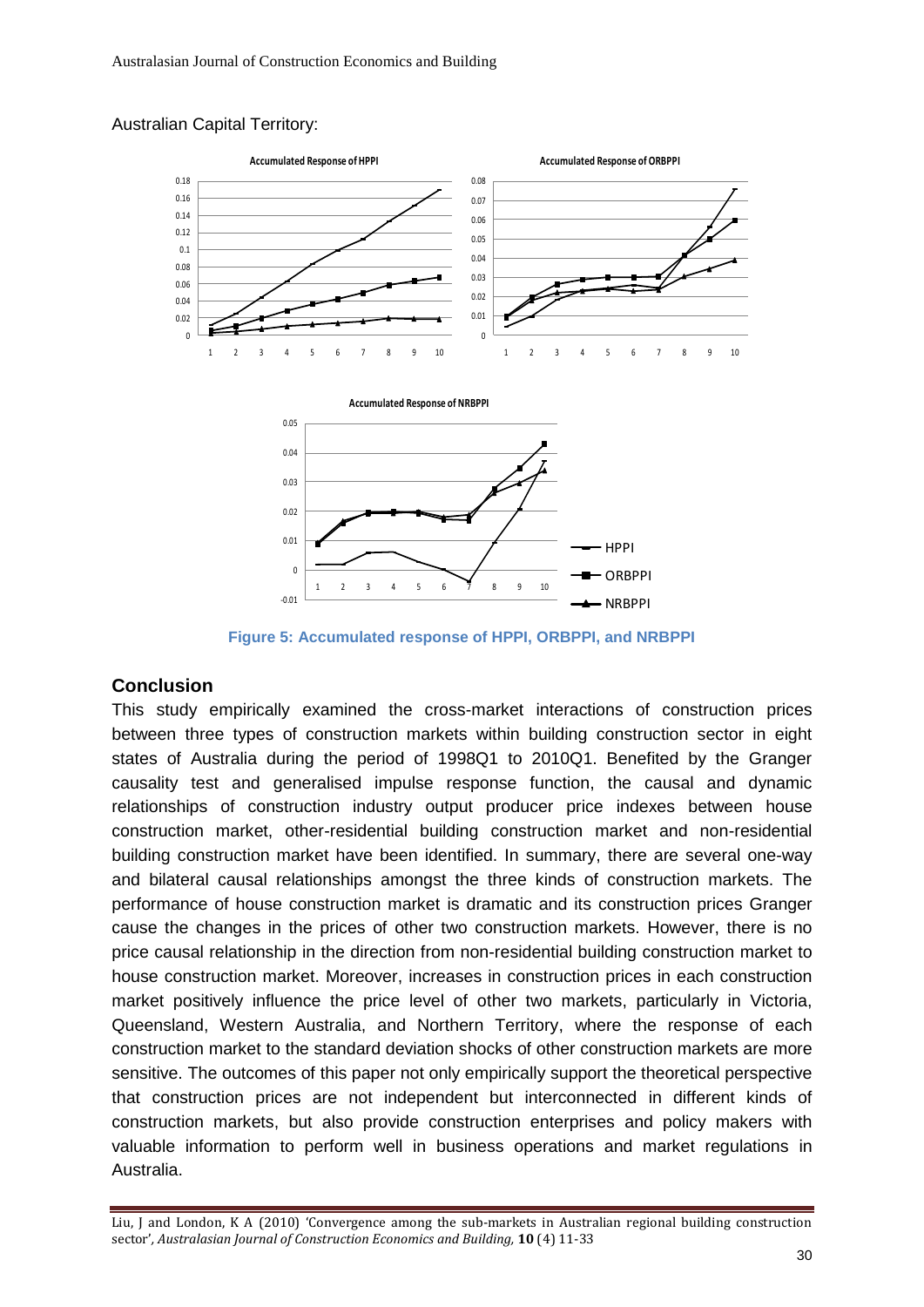Australian Capital Territory:

**Figure 5: Accumulated response of HPPI, ORBPPI, and NRBPPI**

## Conclusion

This study empirically examined the cross-market interactions of construction prices between three types of construction markets within building construction sector in eight states of Australia during the period of 1998Q1 to 2010Q1. Benefited by the Granger causality test and generalised impulse response function, the causal and dynamic relationships of construction industry output producer price indexes between house construction market, other-residential building construction market and non-residential building construction market have been identified. In summary, there are several one-way and bilateral causal relationships amongst the three kinds of construction markets. The performance of house construction market is dramatic and its construction prices Granger cause the changes in the prices of other two construction markets. However, there is no price causal relationship in the direction from non-residential building construction market to house construction market. Moreover, increases in construction prices in each construction market positively influence the price level of other two markets, particularly in Victoria, Queensland, Western Australia, and Northern Territory, where the response of each construction market to the standard deviation shocks of other construction markets are more sensitive. The outcomes of this paper not only empirically support the theoretical perspective that construction prices are not independent but interconnected in different kinds of construction markets, but also provide construction enterprises and policy makers with valuable information to perform well in business operations and market regulations in Australia.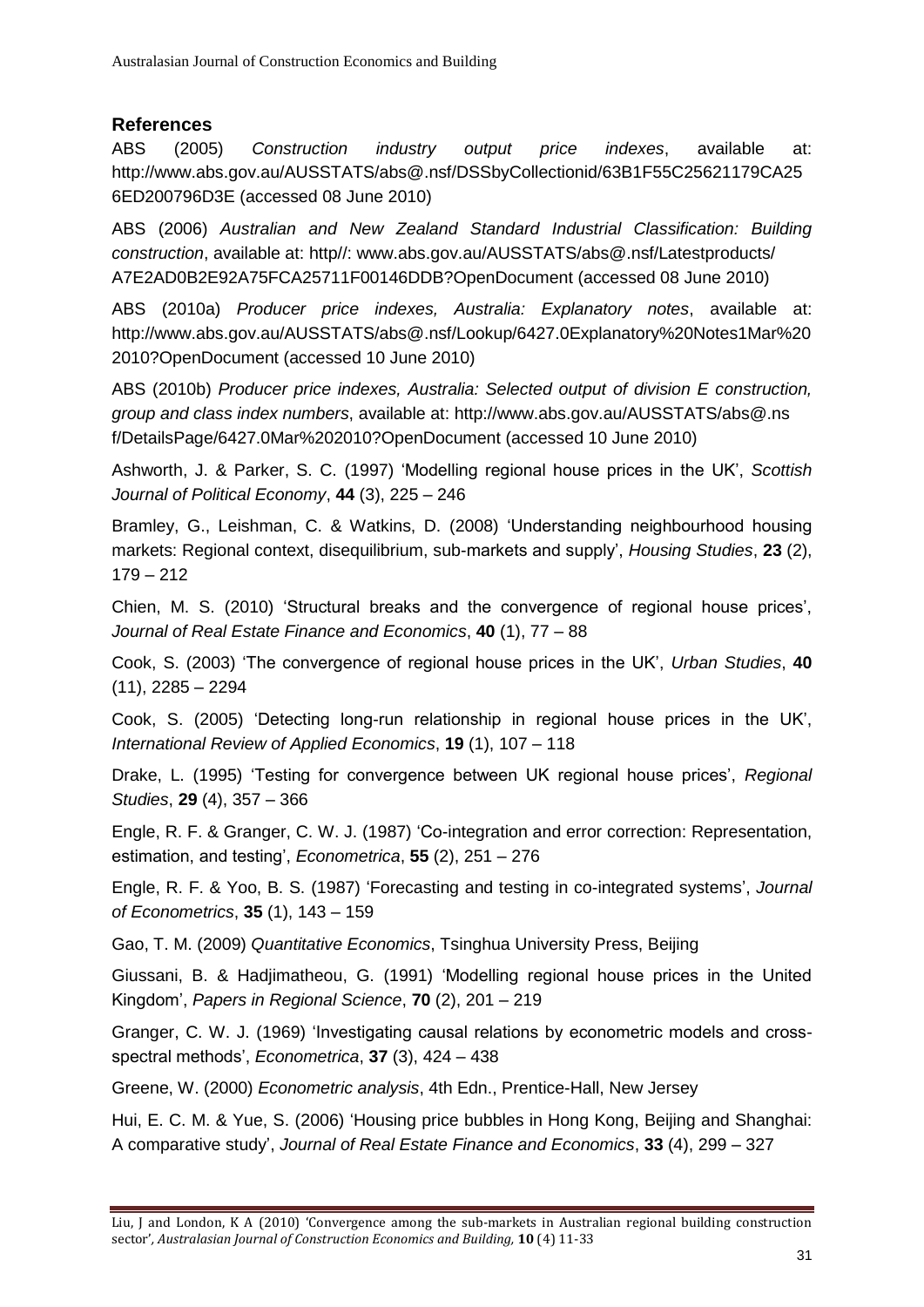## References

ABS (2005) *Construction industry output price indexes*, available at: http://www.abs.gov.au/AUSSTATS/abs@.nsf/DSSbyCollectionid/63B1F55C25621179CA256ED200796D3E (accessed 08 June 2010)

ABS (2006) *Australian and New Zealand Standard Industrial Classification: Building construction*, available at: http//: www.abs.gov.au/AUSSTATS/abs@.nsf/Latestproducts/A7E2AD0B2E92A75FCA25711F00146DDB?OpenDocument (accessed 08 June 2010)

ABS (2010a) *Producer price indexes, Australia: Explanatory notes*, available at: http://www.abs.gov.au/AUSSTATS/abs@.nsf/Lookup/6427.0Explanatory%20Notes1Mar%202010?OpenDocument (accessed 10 June 2010)

ABS (2010b) *Producer price indexes, Australia: Selected output of division E construction, group and class index numbers*, available at: http://www.abs.gov.au/AUSSTATS/abs@.nsf/DetailsPage/6427.0Mar%202010?OpenDocument (accessed 10 June 2010)

Ashworth, J. & Parker, S. C. (1997) 'Modelling regional house prices in the UK', *Scottish Journal of Political Economy*, **44** (3), 225 – 246

Bramley, G., Leishman, C. & Watkins, D. (2008) 'Understanding neighbourhood housing markets: Regional context, disequilibrium, sub-markets and supply', *Housing Studies*, **23** (2), 179 – 212

Chien, M. S. (2010) 'Structural breaks and the convergence of regional house prices', *Journal of Real Estate Finance and Economics*, **40** (1), 77 – 88

Cook, S. (2003) 'The convergence of regional house prices in the UK', *Urban Studies*, **40** (11), 2285 – 2294

Cook, S. (2005) 'Detecting long-run relationship in regional house prices in the UK', *International Review of Applied Economics*, **19** (1), 107 – 118

Drake, L. (1995) 'Testing for convergence between UK regional house prices', *Regional Studies*, **29** (4), 357 – 366

Engle, R. F. & Granger, C. W. J. (1987) 'Co-integration and error correction: Representation, estimation, and testing', *Econometrica*, **55** (2), 251 – 276

Engle, R. F. & Yoo, B. S. (1987) 'Forecasting and testing in co-integrated systems', *Journal of Econometrics*, **35** (1), 143 – 159

Gao, T. M. (2009) *Quantitative Economics*, Tsinghua University Press, Beijing

Giussani, B. & Hadjimatheou, G. (1991) 'Modelling regional house prices in the United Kingdom', *Papers in Regional Science*, **70** (2), 201 – 219

Granger, C. W. J. (1969) 'Investigating causal relations by econometric models and cross-spectral methods', *Econometrica*, **37** (3), 424 – 438

Greene, W. (2000) *Econometric analysis*, 4th Edn., Prentice-Hall, New Jersey

Hui, E. C. M. & Yue, S. (2006) 'Housing price bubbles in Hong Kong, Beijing and Shanghai: A comparative study', *Journal of Real Estate Finance and Economics*, **33** (4), 299 – 327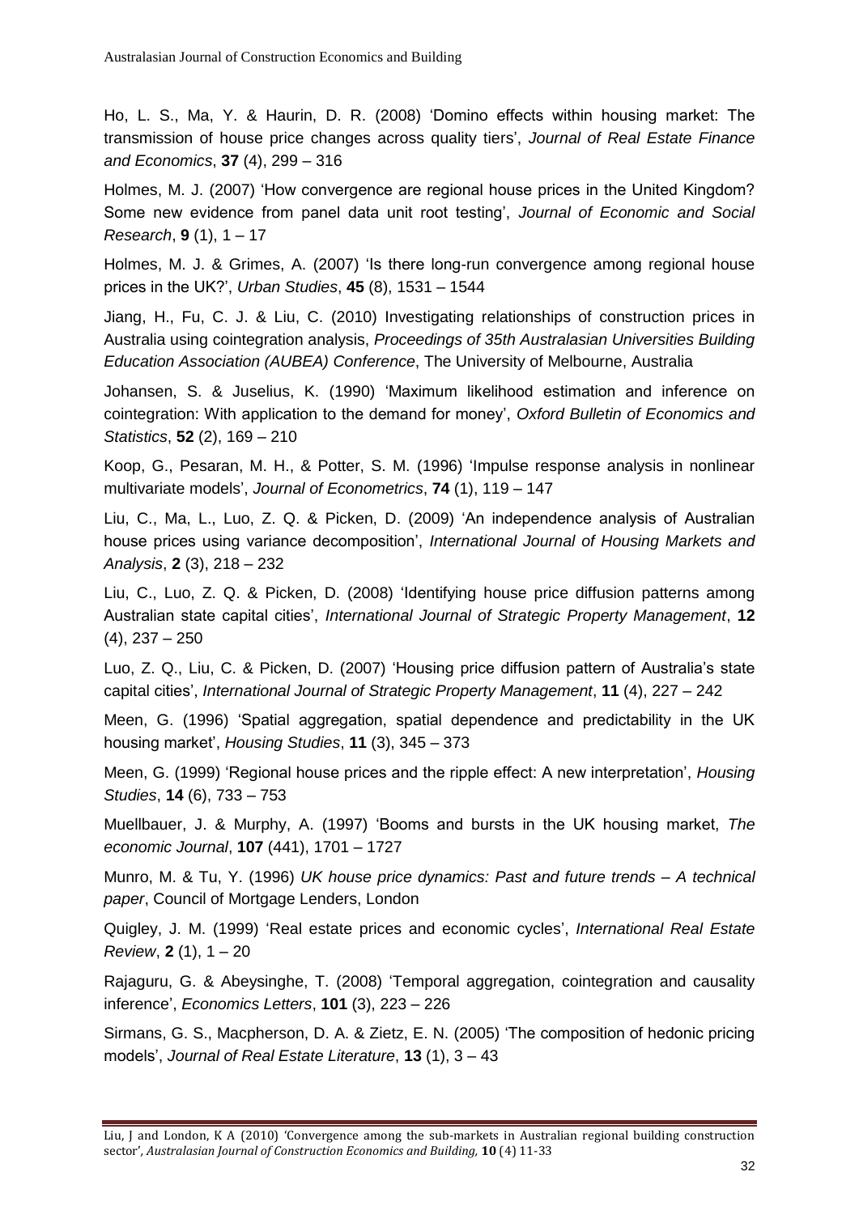Ho, L. S., Ma, Y. & Haurin, D. R. (2008) 'Domino effects within housing market: The transmission of house price changes across quality tiers', *Journal of Real Estate Finance and Economics*, **37** (4), 299 – 316

Holmes, M. J. (2007) 'How convergence are regional house prices in the United Kingdom? Some new evidence from panel data unit root testing', *Journal of Economic and Social Research*, **9** (1), 1 – 17

Holmes, M. J. & Grimes, A. (2007) 'Is there long-run convergence among regional house prices in the UK?', *Urban Studies*, **45** (8), 1531 – 1544

Jiang, H., Fu, C. J. & Liu, C. (2010) Investigating relationships of construction prices in Australia using cointegration analysis, *Proceedings of 35th Australasian Universities Building Education Association (AUBEA) Conference*, The University of Melbourne, Australia

Johansen, S. & Juselius, K. (1990) 'Maximum likelihood estimation and inference on cointegration: With application to the demand for money', *Oxford Bulletin of Economics and Statistics*, **52** (2), 169 – 210

Koop, G., Pesaran, M. H., & Potter, S. M. (1996) 'Impulse response analysis in nonlinear multivariate models', *Journal of Econometrics*, **74** (1), 119 – 147

Liu, C., Ma, L., Luo, Z. Q. & Picken, D. (2009) 'An independence analysis of Australian house prices using variance decomposition', *International Journal of Housing Markets and Analysis*, **2** (3), 218 – 232

Liu, C., Luo, Z. Q. & Picken, D. (2008) 'Identifying house price diffusion patterns among Australian state capital cities', *International Journal of Strategic Property Management*, **12** (4), 237 – 250

Luo, Z. Q., Liu, C. & Picken, D. (2007) 'Housing price diffusion pattern of Australia's state capital cities', *International Journal of Strategic Property Management*, **11** (4), 227 – 242

Meen, G. (1996) 'Spatial aggregation, spatial dependence and predictability in the UK housing market', *Housing Studies*, **11** (3), 345 – 373

Meen, G. (1999) 'Regional house prices and the ripple effect: A new interpretation', *Housing Studies*, **14** (6), 733 – 753

Muellbauer, J. & Murphy, A. (1997) 'Booms and bursts in the UK housing market, *The economic Journal*, **107** (441), 1701 – 1727

Munro, M. & Tu, Y. (1996) *UK house price dynamics: Past and future trends – A technical paper*, Council of Mortgage Lenders, London

Quigley, J. M. (1999) 'Real estate prices and economic cycles', *International Real Estate Review*, **2** (1), 1 – 20

Rajaguru, G. & Abeysinghe, T. (2008) 'Temporal aggregation, cointegration and causality inference', *Economics Letters*, **101** (3), 223 – 226

Sirmans, G. S., Macpherson, D. A. & Zietz, E. N. (2005) 'The composition of hedonic pricing models', *Journal of Real Estate Literature*, **13** (1), 3 – 43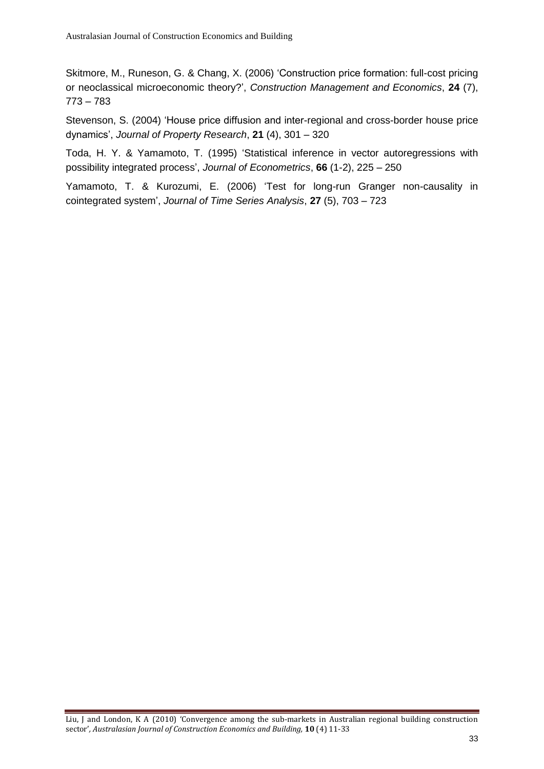Skitmore, M., Runeson, G. & Chang, X. (2006) 'Construction price formation: full-cost pricing or neoclassical microeconomic theory?', *Construction Management and Economics*, **24** (7), 773 – 783

Stevenson, S. (2004) 'House price diffusion and inter-regional and cross-border house price dynamics', *Journal of Property Research*, **21** (4), 301 – 320

Toda, H. Y. & Yamamoto, T. (1995) 'Statistical inference in vector autoregressions with possibility integrated process', *Journal of Econometrics*, **66** (1-2), 225 – 250

Yamamoto, T. & Kurozumi, E. (2006) 'Test for long-run Granger non-causality in cointegrated system', *Journal of Time Series Analysis*, **27** (5), 703 – 723